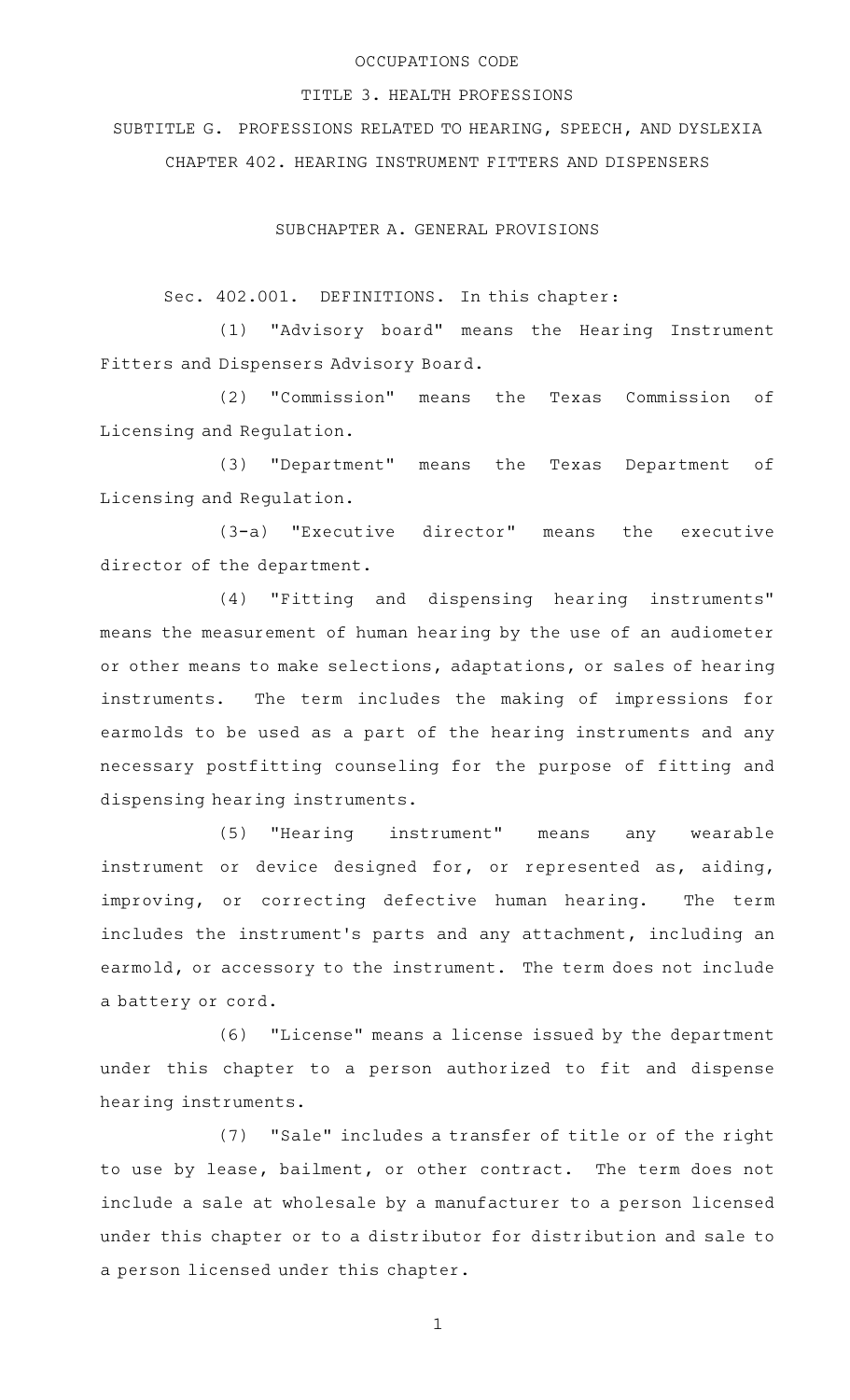# OCCUPATIONS CODE

## TITLE 3. HEALTH PROFESSIONS

## SUBTITLE G. PROFESSIONS RELATED TO HEARING, SPEECH, AND DYSLEXIA

## CHAPTER 402. HEARING INSTRUMENT FITTERS AND DISPENSERS

### SUBCHAPTER A. GENERAL PROVISIONS

Sec. 402.001. DEFINITIONS. In this chapter:

(1) "Advisory board" means the Hearing Instrument Fitters and Dispensers Advisory Board.

(2) "Commission" means the Texas Commission of Licensing and Regulation.

(3) "Department" means the Texas Department of Licensing and Regulation.

(3-a) "Executive director" means the executive director of the department.

(4) "Fitting and dispensing hearing instruments" means the measurement of human hearing by the use of an audiometer or other means to make selections, adaptations, or sales of hearing instruments. The term includes the making of impressions for earmolds to be used as a part of the hearing instruments and any necessary postfitting counseling for the purpose of fitting and dispensing hearing instruments.

(5) "Hearing instrument" means any wearable instrument or device designed for, or represented as, aiding, improving, or correcting defective human hearing. The term includes the instrument's parts and any attachment, including an earmold, or accessory to the instrument. The term does not include a battery or cord.

(6) "License" means a license issued by the department under this chapter to a person authorized to fit and dispense hearing instruments.

(7) "Sale" includes a transfer of title or of the right to use by lease, bailment, or other contract. The term does not include a sale at wholesale by a manufacturer to a person licensed under this chapter or to a distributor for distribution and sale to a person licensed under this chapter.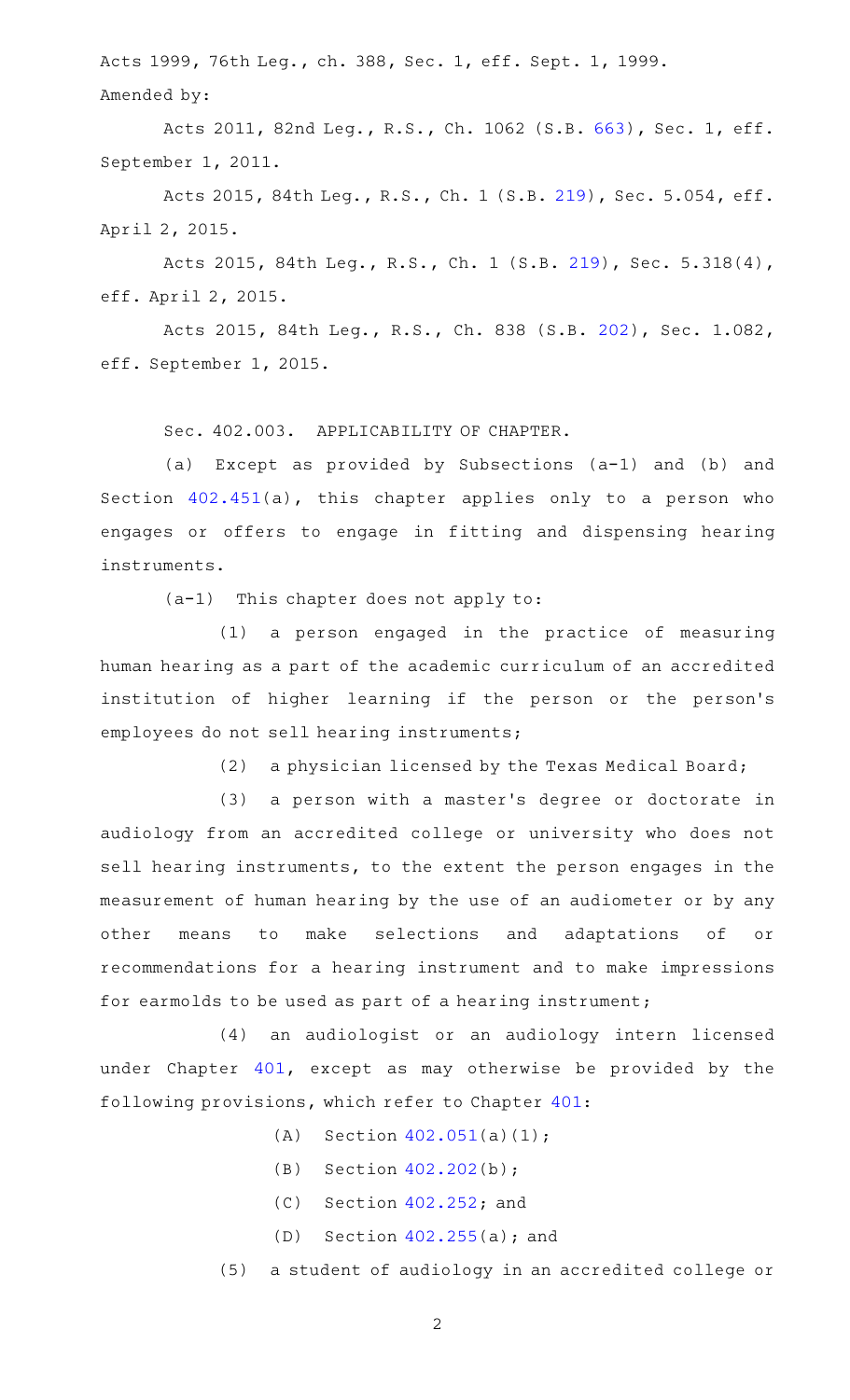Acts 1999, 76th Leg., ch. 388, Sec. 1, eff. Sept. 1, 1999.

Amended by:

Acts 2011, 82nd Leg., R.S., Ch. 1062 (S.B. 663), Sec. 1, eff. September 1, 2011.

Acts 2015, 84th Leg., R.S., Ch. 1 (S.B. 219), Sec. 5.054, eff. April 2, 2015.

Acts 2015, 84th Leg., R.S., Ch. 1 (S.B. 219), Sec. 5.318(4), eff. April 2, 2015.

Acts 2015, 84th Leg., R.S., Ch. 838 (S.B. 202), Sec. 1.082, eff. September 1, 2015.

Sec. 402.003. APPLICABILITY OF CHAPTER.

(a) Except as provided by Subsections (a-1) and (b) and Section 402.451(a), this chapter applies only to a person who engages or offers to engage in fitting and dispensing hearing instruments.

(a-1) This chapter does not apply to:

(1) a person engaged in the practice of measuring human hearing as a part of the academic curriculum of an accredited institution of higher learning if the person or the person's employees do not sell hearing instruments;

(2) a physician licensed by the Texas Medical Board;

(3) a person with a master's degree or doctorate in audiology from an accredited college or university who does not sell hearing instruments, to the extent the person engages in the measurement of human hearing by the use of an audiometer or by any other means to make selections and adaptations of or recommendations for a hearing instrument and to make impressions for earmolds to be used as part of a hearing instrument;

(4) an audiologist or an audiology intern licensed under Chapter 401, except as may otherwise be provided by the following provisions, which refer to Chapter 401:

(A) Section 402.051(a)(1);

(B) Section 402.202(b);

(C) Section 402.252; and

(D) Section 402.255(a); and

(5) a student of audiology in an accredited college or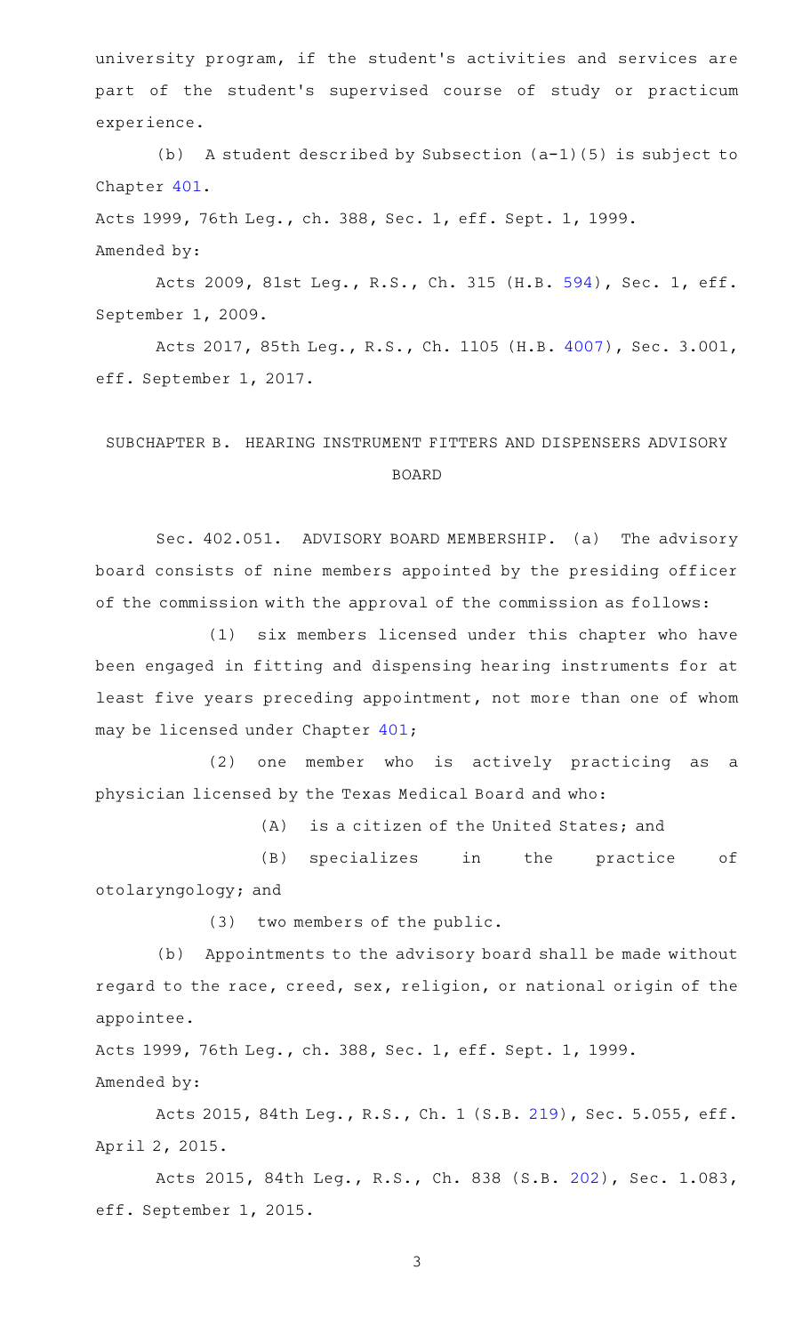university program, if the student's activities and services are part of the student's supervised course of study or practicum experience.

(b) A student described by Subsection (a-1)(5) is subject to Chapter 401.

Acts 1999, 76th Leg., ch. 388, Sec. 1, eff. Sept. 1, 1999.
Amended by:

Acts 2009, 81st Leg., R.S., Ch. 315 (H.B. 594), Sec. 1, eff. September 1, 2009.

Acts 2017, 85th Leg., R.S., Ch. 1105 (H.B. 4007), Sec. 3.001, eff. September 1, 2017.

## SUBCHAPTER B. HEARING INSTRUMENT FITTERS AND DISPENSERS ADVISORY BOARD

Sec. 402.051. ADVISORY BOARD MEMBERSHIP. (a) The advisory board consists of nine members appointed by the presiding officer of the commission with the approval of the commission as follows:

(1) six members licensed under this chapter who have been engaged in fitting and dispensing hearing instruments for at least five years preceding appointment, not more than one of whom may be licensed under Chapter 401;

(2) one member who is actively practicing as a physician licensed by the Texas Medical Board and who:

(A) is a citizen of the United States; and

(B) specializes in the practice of otolaryngology; and

(3) two members of the public.

(b) Appointments to the advisory board shall be made without regard to the race, creed, sex, religion, or national origin of the appointee.

Acts 1999, 76th Leg., ch. 388, Sec. 1, eff. Sept. 1, 1999.
Amended by:

Acts 2015, 84th Leg., R.S., Ch. 1 (S.B. 219), Sec. 5.055, eff. April 2, 2015.

Acts 2015, 84th Leg., R.S., Ch. 838 (S.B. 202), Sec. 1.083, eff. September 1, 2015.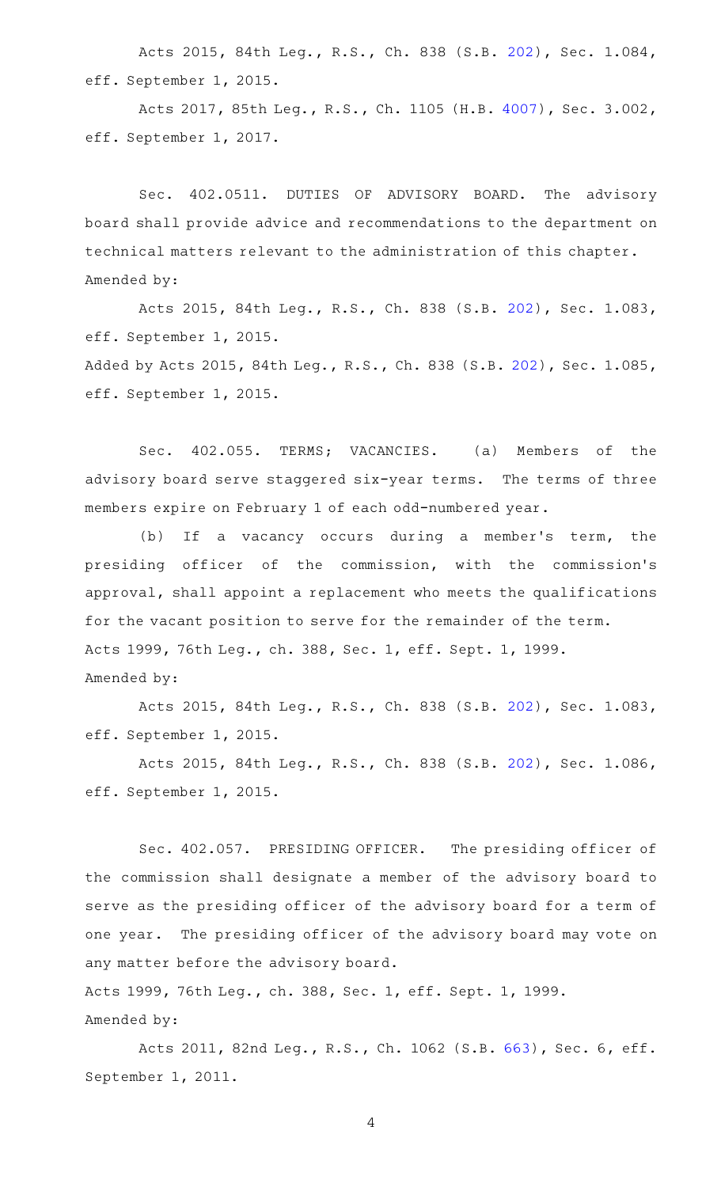Acts 2015, 84th Leg., R.S., Ch. 838 (S.B. 202), Sec. 1.084, eff. September 1, 2015.

Acts 2017, 85th Leg., R.S., Ch. 1105 (H.B. 4007), Sec. 3.002, eff. September 1, 2017.

Sec. 402.0511. DUTIES OF ADVISORY BOARD. The advisory board shall provide advice and recommendations to the department on technical matters relevant to the administration of this chapter.

Amended by:

Acts 2015, 84th Leg., R.S., Ch. 838 (S.B. 202), Sec. 1.083, eff. September 1, 2015.

Added by Acts 2015, 84th Leg., R.S., Ch. 838 (S.B. 202), Sec. 1.085, eff. September 1, 2015.

Sec. 402.055. TERMS; VACANCIES. (a) Members of the advisory board serve staggered six-year terms. The terms of three members expire on February 1 of each odd-numbered year.

(b) If a vacancy occurs during a member's term, the presiding officer of the commission, with the commission's approval, shall appoint a replacement who meets the qualifications for the vacant position to serve for the remainder of the term.

Acts 1999, 76th Leg., ch. 388, Sec. 1, eff. Sept. 1, 1999.

Amended by:

Acts 2015, 84th Leg., R.S., Ch. 838 (S.B. 202), Sec. 1.083, eff. September 1, 2015.

Acts 2015, 84th Leg., R.S., Ch. 838 (S.B. 202), Sec. 1.086, eff. September 1, 2015.

Sec. 402.057. PRESIDING OFFICER. The presiding officer of the commission shall designate a member of the advisory board to serve as the presiding officer of the advisory board for a term of one year. The presiding officer of the advisory board may vote on any matter before the advisory board.

Acts 1999, 76th Leg., ch. 388, Sec. 1, eff. Sept. 1, 1999.

Amended by:

Acts 2011, 82nd Leg., R.S., Ch. 1062 (S.B. 663), Sec. 6, eff. September 1, 2011.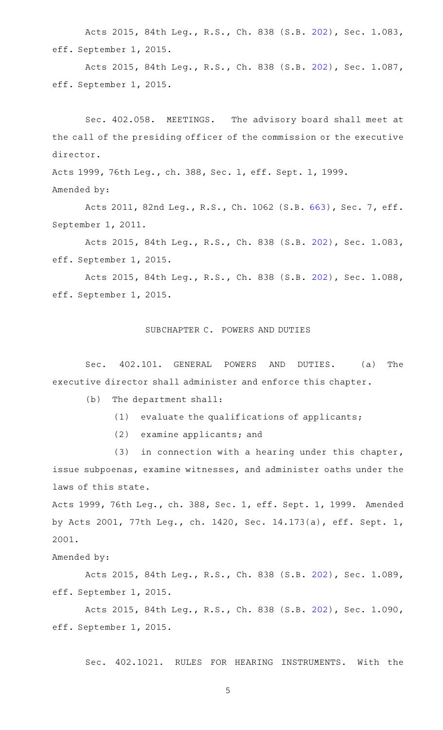Acts 2015, 84th Leg., R.S., Ch. 838 (S.B. 202), Sec. 1.083, eff. September 1, 2015.

Acts 2015, 84th Leg., R.S., Ch. 838 (S.B. 202), Sec. 1.087, eff. September 1, 2015.

Sec. 402.058. MEETINGS. The advisory board shall meet at the call of the presiding officer of the commission or the executive director.

Acts 1999, 76th Leg., ch. 388, Sec. 1, eff. Sept. 1, 1999.

Amended by:

Acts 2011, 82nd Leg., R.S., Ch. 1062 (S.B. 663), Sec. 7, eff. September 1, 2011.

Acts 2015, 84th Leg., R.S., Ch. 838 (S.B. 202), Sec. 1.083, eff. September 1, 2015.

Acts 2015, 84th Leg., R.S., Ch. 838 (S.B. 202), Sec. 1.088, eff. September 1, 2015.

## SUBCHAPTER C. POWERS AND DUTIES

Sec. 402.101. GENERAL POWERS AND DUTIES. (a) The executive director shall administer and enforce this chapter.

(b) The department shall:

(1) evaluate the qualifications of applicants;

(2) examine applicants; and

(3) in connection with a hearing under this chapter, issue subpoenas, examine witnesses, and administer oaths under the laws of this state.

Acts 1999, 76th Leg., ch. 388, Sec. 1, eff. Sept. 1, 1999. Amended by Acts 2001, 77th Leg., ch. 1420, Sec. 14.173(a), eff. Sept. 1, 2001.

Amended by:

Acts 2015, 84th Leg., R.S., Ch. 838 (S.B. 202), Sec. 1.089, eff. September 1, 2015.

Acts 2015, 84th Leg., R.S., Ch. 838 (S.B. 202), Sec. 1.090, eff. September 1, 2015.

Sec. 402.1021. RULES FOR HEARING INSTRUMENTS. With the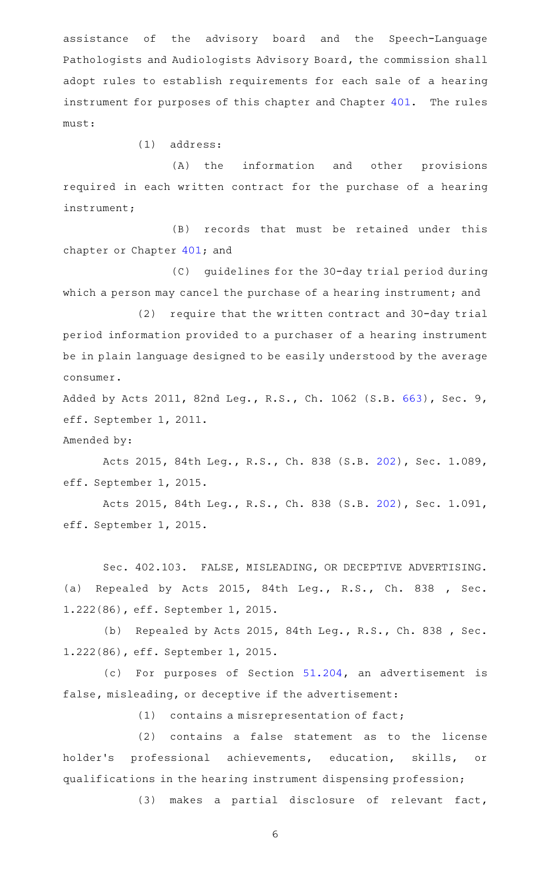assistance of the advisory board and the Speech-Language Pathologists and Audiologists Advisory Board, the commission shall adopt rules to establish requirements for each sale of a hearing instrument for purposes of this chapter and Chapter 401. The rules must:

(1) address:

(A) the information and other provisions required in each written contract for the purchase of a hearing instrument;

(B) records that must be retained under this chapter or Chapter 401; and

(C) guidelines for the 30-day trial period during which a person may cancel the purchase of a hearing instrument; and

(2) require that the written contract and 30-day trial period information provided to a purchaser of a hearing instrument be in plain language designed to be easily understood by the average consumer.

Added by Acts 2011, 82nd Leg., R.S., Ch. 1062 (S.B. 663), Sec. 9, eff. September 1, 2011.

Amended by:

Acts 2015, 84th Leg., R.S., Ch. 838 (S.B. 202), Sec. 1.089, eff. September 1, 2015.

Acts 2015, 84th Leg., R.S., Ch. 838 (S.B. 202), Sec. 1.091, eff. September 1, 2015.

Sec. 402.103. FALSE, MISLEADING, OR DECEPTIVE ADVERTISING. (a) Repealed by Acts 2015, 84th Leg., R.S., Ch. 838 , Sec. 1.222(86), eff. September 1, 2015.

(b) Repealed by Acts 2015, 84th Leg., R.S., Ch. 838 , Sec. 1.222(86), eff. September 1, 2015.

(c) For purposes of Section 51.204, an advertisement is false, misleading, or deceptive if the advertisement:

(1) contains a misrepresentation of fact;

(2) contains a false statement as to the license holder's professional achievements, education, skills, or qualifications in the hearing instrument dispensing profession;

(3) makes a partial disclosure of relevant fact,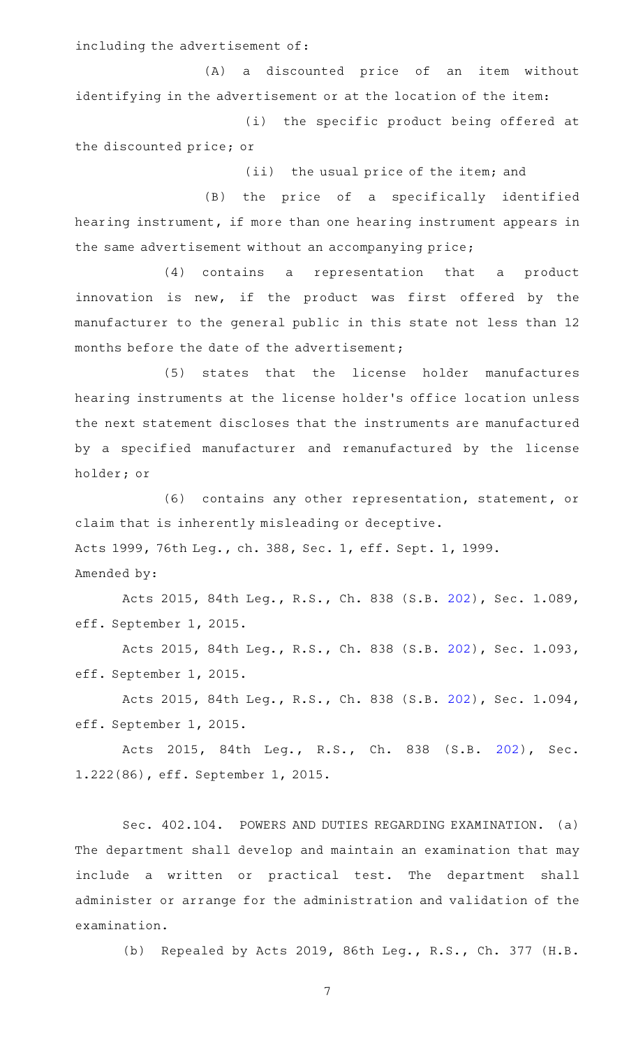including the advertisement of:

(A) a discounted price of an item without identifying in the advertisement or at the location of the item:

(i) the specific product being offered at the discounted price; or

(ii) the usual price of the item; and

(B) the price of a specifically identified hearing instrument, if more than one hearing instrument appears in the same advertisement without an accompanying price;

(4) contains a representation that a product innovation is new, if the product was first offered by the manufacturer to the general public in this state not less than 12 months before the date of the advertisement;

(5) states that the license holder manufactures hearing instruments at the license holder's office location unless the next statement discloses that the instruments are manufactured by a specified manufacturer and remanufactured by the license holder; or

(6) contains any other representation, statement, or claim that is inherently misleading or deceptive.

Acts 1999, 76th Leg., ch. 388, Sec. 1, eff. Sept. 1, 1999.

Amended by:

Acts 2015, 84th Leg., R.S., Ch. 838 (S.B. 202), Sec. 1.089, eff. September 1, 2015.

Acts 2015, 84th Leg., R.S., Ch. 838 (S.B. 202), Sec. 1.093, eff. September 1, 2015.

Acts 2015, 84th Leg., R.S., Ch. 838 (S.B. 202), Sec. 1.094, eff. September 1, 2015.

Acts 2015, 84th Leg., R.S., Ch. 838 (S.B. 202), Sec. 1.222(86), eff. September 1, 2015.

Sec. 402.104. POWERS AND DUTIES REGARDING EXAMINATION. (a) The department shall develop and maintain an examination that may include a written or practical test. The department shall administer or arrange for the administration and validation of the examination.

(b) Repealed by Acts 2019, 86th Leg., R.S., Ch. 377 (H.B.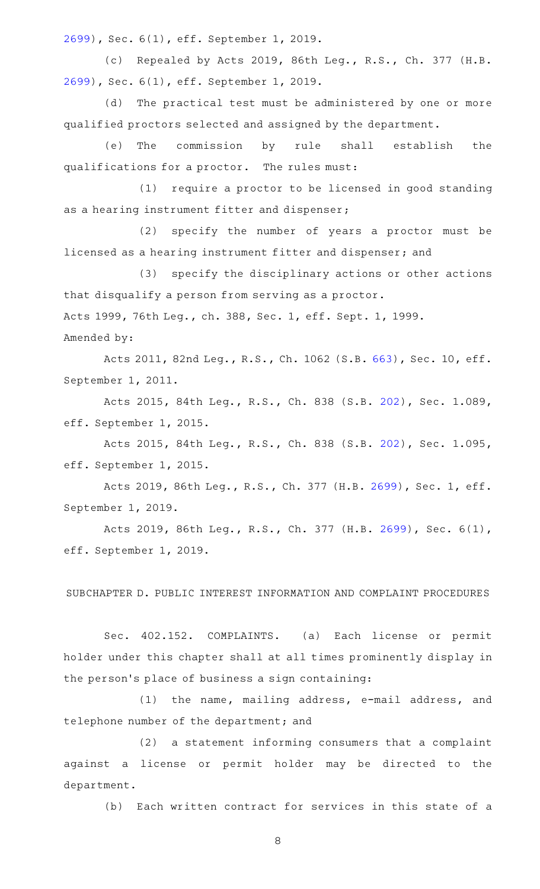2699), Sec. 6(1), eff. September 1, 2019.

(c) Repealed by Acts 2019, 86th Leg., R.S., Ch. 377 (H.B. 2699), Sec. 6(1), eff. September 1, 2019.

(d) The practical test must be administered by one or more qualified proctors selected and assigned by the department.

(e) The commission by rule shall establish the qualifications for a proctor. The rules must:

(1) require a proctor to be licensed in good standing as a hearing instrument fitter and dispenser;

(2) specify the number of years a proctor must be licensed as a hearing instrument fitter and dispenser; and

(3) specify the disciplinary actions or other actions that disqualify a person from serving as a proctor.

Acts 1999, 76th Leg., ch. 388, Sec. 1, eff. Sept. 1, 1999.

Amended by:

Acts 2011, 82nd Leg., R.S., Ch. 1062 (S.B. 663), Sec. 10, eff. September 1, 2011.

Acts 2015, 84th Leg., R.S., Ch. 838 (S.B. 202), Sec. 1.089, eff. September 1, 2015.

Acts 2015, 84th Leg., R.S., Ch. 838 (S.B. 202), Sec. 1.095, eff. September 1, 2015.

Acts 2019, 86th Leg., R.S., Ch. 377 (H.B. 2699), Sec. 1, eff. September 1, 2019.

Acts 2019, 86th Leg., R.S., Ch. 377 (H.B. 2699), Sec. 6(1), eff. September 1, 2019.

## SUBCHAPTER D. PUBLIC INTEREST INFORMATION AND COMPLAINT PROCEDURES

Sec. 402.152. COMPLAINTS. (a) Each license or permit holder under this chapter shall at all times prominently display in the person's place of business a sign containing:

(1) the name, mailing address, e-mail address, and telephone number of the department; and

(2) a statement informing consumers that a complaint against a license or permit holder may be directed to the department.

(b) Each written contract for services in this state of a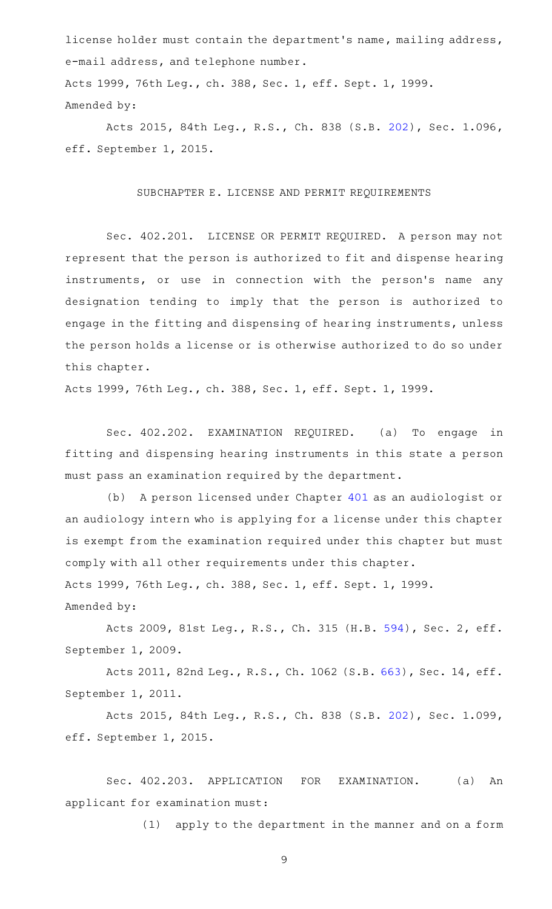license holder must contain the department's name, mailing address, e-mail address, and telephone number.

Acts 1999, 76th Leg., ch. 388, Sec. 1, eff. Sept. 1, 1999.
Amended by:

Acts 2015, 84th Leg., R.S., Ch. 838 (S.B. 202), Sec. 1.096, eff. September 1, 2015.

## SUBCHAPTER E. LICENSE AND PERMIT REQUIREMENTS

Sec. 402.201. LICENSE OR PERMIT REQUIRED. A person may not represent that the person is authorized to fit and dispense hearing instruments, or use in connection with the person's name any designation tending to imply that the person is authorized to engage in the fitting and dispensing of hearing instruments, unless the person holds a license or is otherwise authorized to do so under this chapter.

Acts 1999, 76th Leg., ch. 388, Sec. 1, eff. Sept. 1, 1999.

Sec. 402.202. EXAMINATION REQUIRED. (a) To engage in fitting and dispensing hearing instruments in this state a person must pass an examination required by the department.

(b) A person licensed under Chapter 401 as an audiologist or an audiology intern who is applying for a license under this chapter is exempt from the examination required under this chapter but must comply with all other requirements under this chapter.

Acts 1999, 76th Leg., ch. 388, Sec. 1, eff. Sept. 1, 1999.
Amended by:

Acts 2009, 81st Leg., R.S., Ch. 315 (H.B. 594), Sec. 2, eff. September 1, 2009.

Acts 2011, 82nd Leg., R.S., Ch. 1062 (S.B. 663), Sec. 14, eff. September 1, 2011.

Acts 2015, 84th Leg., R.S., Ch. 838 (S.B. 202), Sec. 1.099, eff. September 1, 2015.

Sec. 402.203. APPLICATION FOR EXAMINATION. (a) An applicant for examination must:

(1) apply to the department in the manner and on a form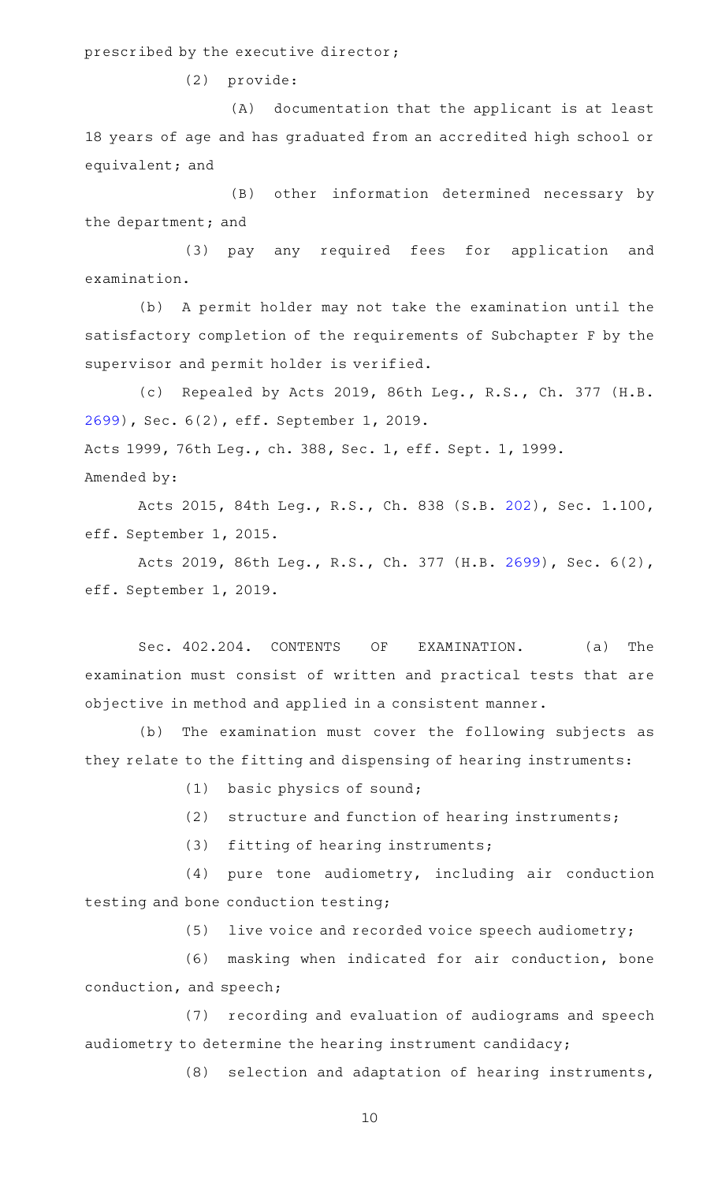prescribed by the executive director;

(2) provide:

(A) documentation that the applicant is at least 18 years of age and has graduated from an accredited high school or equivalent; and

(B) other information determined necessary by the department; and

(3) pay any required fees for application and examination.

(b) A permit holder may not take the examination until the satisfactory completion of the requirements of Subchapter F by the supervisor and permit holder is verified.

(c) Repealed by Acts 2019, 86th Leg., R.S., Ch. 377 (H.B. 2699), Sec. 6(2), eff. September 1, 2019.

Acts 1999, 76th Leg., ch. 388, Sec. 1, eff. Sept. 1, 1999.

Amended by:

Acts 2015, 84th Leg., R.S., Ch. 838 (S.B. 202), Sec. 1.100, eff. September 1, 2015.

Acts 2019, 86th Leg., R.S., Ch. 377 (H.B. 2699), Sec. 6(2), eff. September 1, 2019.

Sec. 402.204. CONTENTS OF EXAMINATION. (a) The examination must consist of written and practical tests that are objective in method and applied in a consistent manner.

(b) The examination must cover the following subjects as they relate to the fitting and dispensing of hearing instruments:

(1) basic physics of sound;

(2) structure and function of hearing instruments;

(3) fitting of hearing instruments;

(4) pure tone audiometry, including air conduction testing and bone conduction testing;

(5) live voice and recorded voice speech audiometry;

(6) masking when indicated for air conduction, bone conduction, and speech;

(7) recording and evaluation of audiograms and speech audiometry to determine the hearing instrument candidacy;

(8) selection and adaptation of hearing instruments,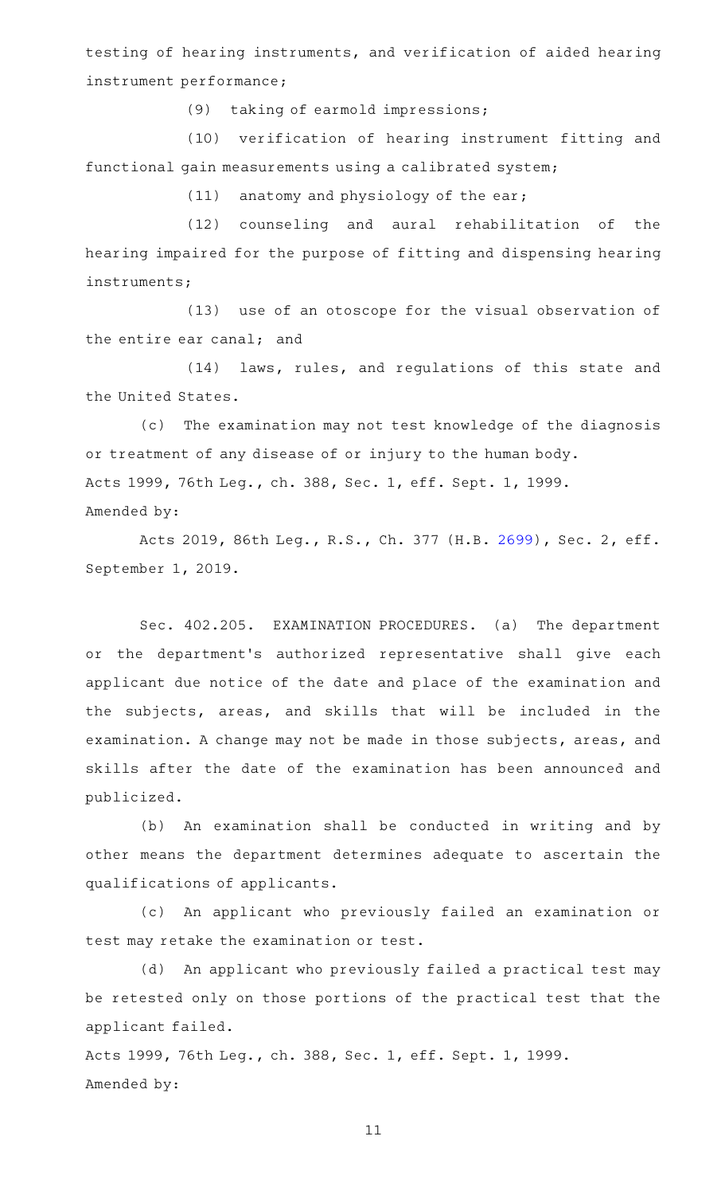testing of hearing instruments, and verification of aided hearing instrument performance;

(9) taking of earmold impressions;

(10) verification of hearing instrument fitting and functional gain measurements using a calibrated system;

(11) anatomy and physiology of the ear;

(12) counseling and aural rehabilitation of the hearing impaired for the purpose of fitting and dispensing hearing instruments;

(13) use of an otoscope for the visual observation of the entire ear canal; and

(14) laws, rules, and regulations of this state and the United States.

(c) The examination may not test knowledge of the diagnosis or treatment of any disease of or injury to the human body.

Acts 1999, 76th Leg., ch. 388, Sec. 1, eff. Sept. 1, 1999.
Amended by:

Acts 2019, 86th Leg., R.S., Ch. 377 (H.B. 2699), Sec. 2, eff. September 1, 2019.

Sec. 402.205. EXAMINATION PROCEDURES. (a) The department or the department's authorized representative shall give each applicant due notice of the date and place of the examination and the subjects, areas, and skills that will be included in the examination. A change may not be made in those subjects, areas, and skills after the date of the examination has been announced and publicized.

(b) An examination shall be conducted in writing and by other means the department determines adequate to ascertain the qualifications of applicants.

(c) An applicant who previously failed an examination or test may retake the examination or test.

(d) An applicant who previously failed a practical test may be retested only on those portions of the practical test that the applicant failed.

Acts 1999, 76th Leg., ch. 388, Sec. 1, eff. Sept. 1, 1999.
Amended by: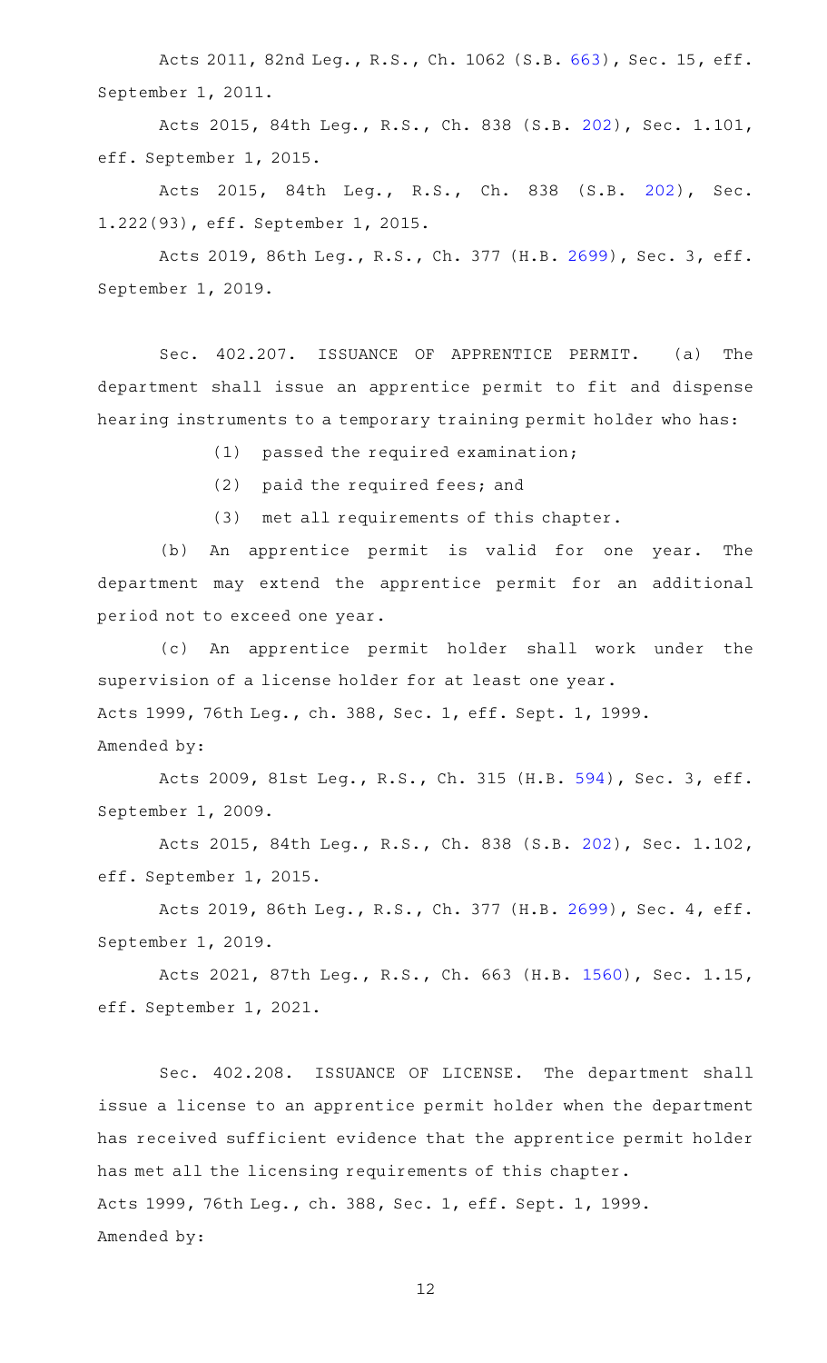Acts 2011, 82nd Leg., R.S., Ch. 1062 (S.B. 663), Sec. 15, eff. September 1, 2011.

Acts 2015, 84th Leg., R.S., Ch. 838 (S.B. 202), Sec. 1.101, eff. September 1, 2015.

Acts 2015, 84th Leg., R.S., Ch. 838 (S.B. 202), Sec. 1.222(93), eff. September 1, 2015.

Acts 2019, 86th Leg., R.S., Ch. 377 (H.B. 2699), Sec. 3, eff. September 1, 2019.

Sec. 402.207. ISSUANCE OF APPRENTICE PERMIT. (a) The department shall issue an apprentice permit to fit and dispense hearing instruments to a temporary training permit holder who has:

(1) passed the required examination;

(2) paid the required fees; and

(3) met all requirements of this chapter.

(b) An apprentice permit is valid for one year. The department may extend the apprentice permit for an additional period not to exceed one year.

(c) An apprentice permit holder shall work under the supervision of a license holder for at least one year.

Acts 1999, 76th Leg., ch. 388, Sec. 1, eff. Sept. 1, 1999.

Amended by:

Acts 2009, 81st Leg., R.S., Ch. 315 (H.B. 594), Sec. 3, eff. September 1, 2009.

Acts 2015, 84th Leg., R.S., Ch. 838 (S.B. 202), Sec. 1.102, eff. September 1, 2015.

Acts 2019, 86th Leg., R.S., Ch. 377 (H.B. 2699), Sec. 4, eff. September 1, 2019.

Acts 2021, 87th Leg., R.S., Ch. 663 (H.B. 1560), Sec. 1.15, eff. September 1, 2021.

Sec. 402.208. ISSUANCE OF LICENSE. The department shall issue a license to an apprentice permit holder when the department has received sufficient evidence that the apprentice permit holder has met all the licensing requirements of this chapter.

Acts 1999, 76th Leg., ch. 388, Sec. 1, eff. Sept. 1, 1999.

Amended by: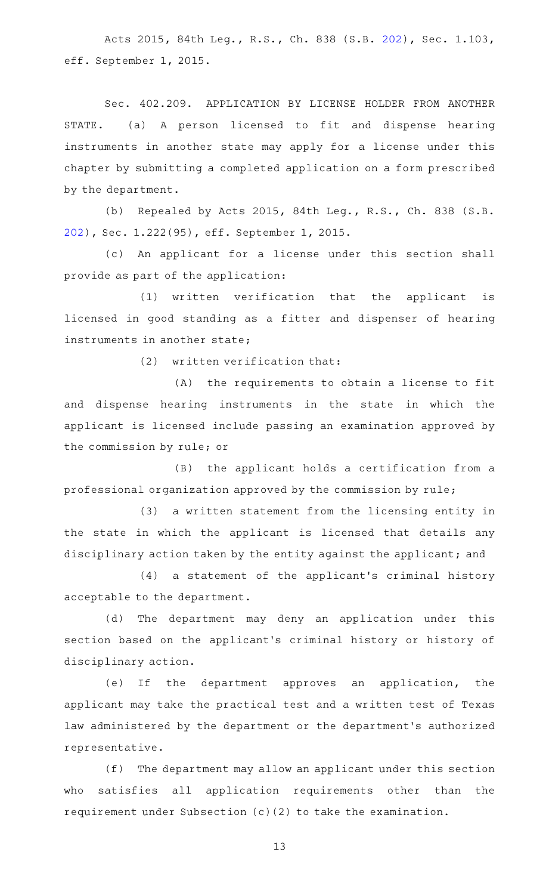Acts 2015, 84th Leg., R.S., Ch. 838 (S.B. 202), Sec. 1.103, eff. September 1, 2015.

Sec. 402.209. APPLICATION BY LICENSE HOLDER FROM ANOTHER STATE. (a) A person licensed to fit and dispense hearing instruments in another state may apply for a license under this chapter by submitting a completed application on a form prescribed by the department.

(b) Repealed by Acts 2015, 84th Leg., R.S., Ch. 838 (S.B. 202), Sec. 1.222(95), eff. September 1, 2015.

(c) An applicant for a license under this section shall provide as part of the application:

(1) written verification that the applicant is licensed in good standing as a fitter and dispenser of hearing instruments in another state;

(2) written verification that:

(A) the requirements to obtain a license to fit and dispense hearing instruments in the state in which the applicant is licensed include passing an examination approved by the commission by rule; or

(B) the applicant holds a certification from a professional organization approved by the commission by rule;

(3) a written statement from the licensing entity in the state in which the applicant is licensed that details any disciplinary action taken by the entity against the applicant; and

(4) a statement of the applicant's criminal history acceptable to the department.

(d) The department may deny an application under this section based on the applicant's criminal history or history of disciplinary action.

(e) If the department approves an application, the applicant may take the practical test and a written test of Texas law administered by the department or the department's authorized representative.

(f) The department may allow an applicant under this section who satisfies all application requirements other than the requirement under Subsection (c)(2) to take the examination.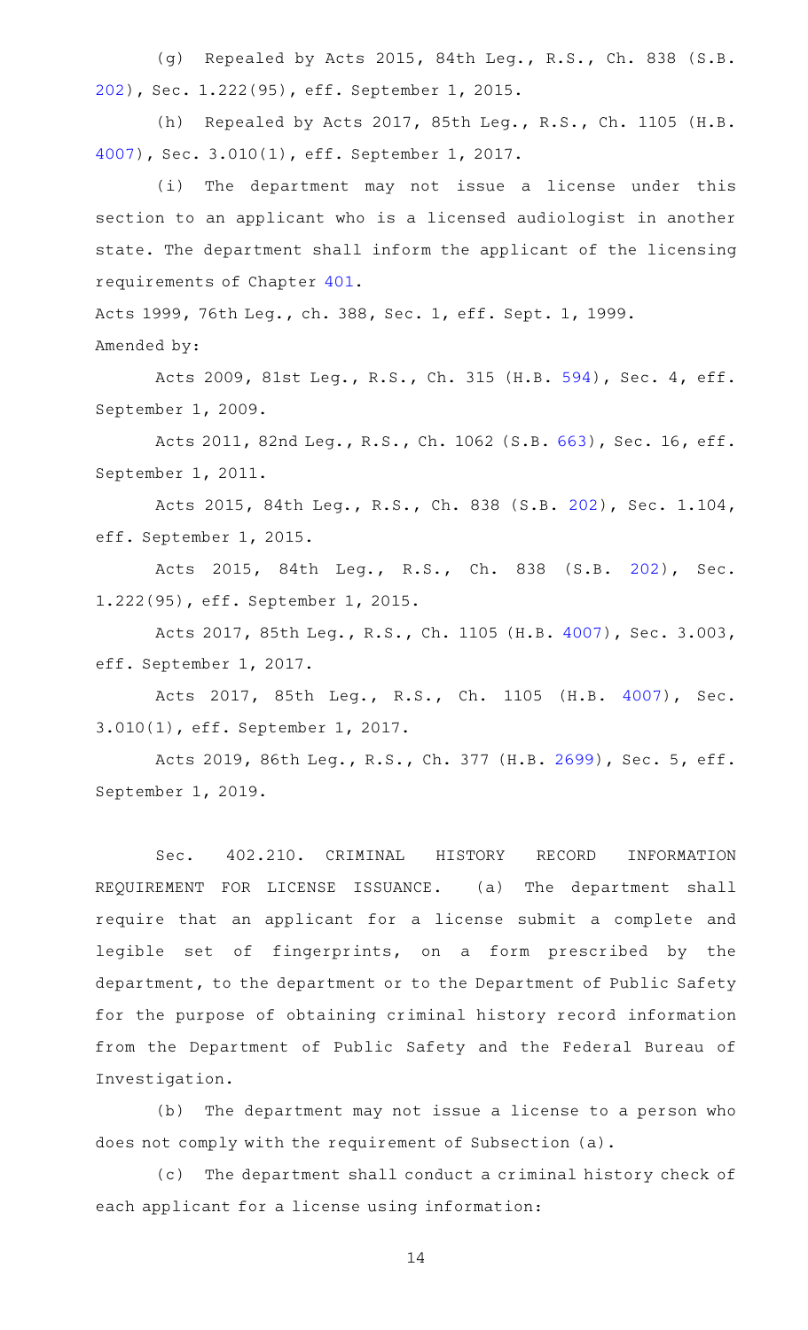(g) Repealed by Acts 2015, 84th Leg., R.S., Ch. 838 (S.B. 202), Sec. 1.222(95), eff. September 1, 2015.

(h) Repealed by Acts 2017, 85th Leg., R.S., Ch. 1105 (H.B. 4007), Sec. 3.010(1), eff. September 1, 2017.

(i) The department may not issue a license under this section to an applicant who is a licensed audiologist in another state. The department shall inform the applicant of the licensing requirements of Chapter 401.

Acts 1999, 76th Leg., ch. 388, Sec. 1, eff. Sept. 1, 1999.

Amended by:

Acts 2009, 81st Leg., R.S., Ch. 315 (H.B. 594), Sec. 4, eff. September 1, 2009.

Acts 2011, 82nd Leg., R.S., Ch. 1062 (S.B. 663), Sec. 16, eff. September 1, 2011.

Acts 2015, 84th Leg., R.S., Ch. 838 (S.B. 202), Sec. 1.104, eff. September 1, 2015.

Acts 2015, 84th Leg., R.S., Ch. 838 (S.B. 202), Sec. 1.222(95), eff. September 1, 2015.

Acts 2017, 85th Leg., R.S., Ch. 1105 (H.B. 4007), Sec. 3.003, eff. September 1, 2017.

Acts 2017, 85th Leg., R.S., Ch. 1105 (H.B. 4007), Sec. 3.010(1), eff. September 1, 2017.

Acts 2019, 86th Leg., R.S., Ch. 377 (H.B. 2699), Sec. 5, eff. September 1, 2019.

Sec. 402.210. CRIMINAL HISTORY RECORD INFORMATION REQUIREMENT FOR LICENSE ISSUANCE. (a) The department shall require that an applicant for a license submit a complete and legible set of fingerprints, on a form prescribed by the department, to the department or to the Department of Public Safety for the purpose of obtaining criminal history record information from the Department of Public Safety and the Federal Bureau of Investigation.

(b) The department may not issue a license to a person who does not comply with the requirement of Subsection (a).

(c) The department shall conduct a criminal history check of each applicant for a license using information: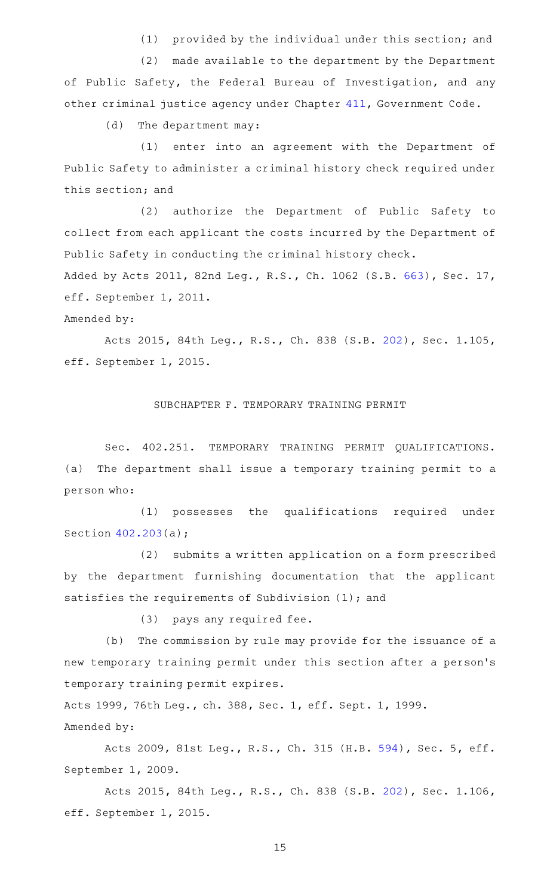(1) provided by the individual under this section; and

(2) made available to the department by the Department of Public Safety, the Federal Bureau of Investigation, and any other criminal justice agency under Chapter 411, Government Code.

(d) The department may:

(1) enter into an agreement with the Department of Public Safety to administer a criminal history check required under this section; and

(2) authorize the Department of Public Safety to collect from each applicant the costs incurred by the Department of Public Safety in conducting the criminal history check.

Added by Acts 2011, 82nd Leg., R.S., Ch. 1062 (S.B. 663), Sec. 17, eff. September 1, 2011.

Amended by:

Acts 2015, 84th Leg., R.S., Ch. 838 (S.B. 202), Sec. 1.105, eff. September 1, 2015.

SUBCHAPTER F. TEMPORARY TRAINING PERMIT

Sec. 402.251. TEMPORARY TRAINING PERMIT QUALIFICATIONS. (a) The department shall issue a temporary training permit to a person who:

(1) possesses the qualifications required under Section 402.203(a);

(2) submits a written application on a form prescribed by the department furnishing documentation that the applicant satisfies the requirements of Subdivision (1); and

(3) pays any required fee.

(b) The commission by rule may provide for the issuance of a new temporary training permit under this section after a person's temporary training permit expires.

Acts 1999, 76th Leg., ch. 388, Sec. 1, eff. Sept. 1, 1999.

Amended by:

Acts 2009, 81st Leg., R.S., Ch. 315 (H.B. 594), Sec. 5, eff. September 1, 2009.

Acts 2015, 84th Leg., R.S., Ch. 838 (S.B. 202), Sec. 1.106, eff. September 1, 2015.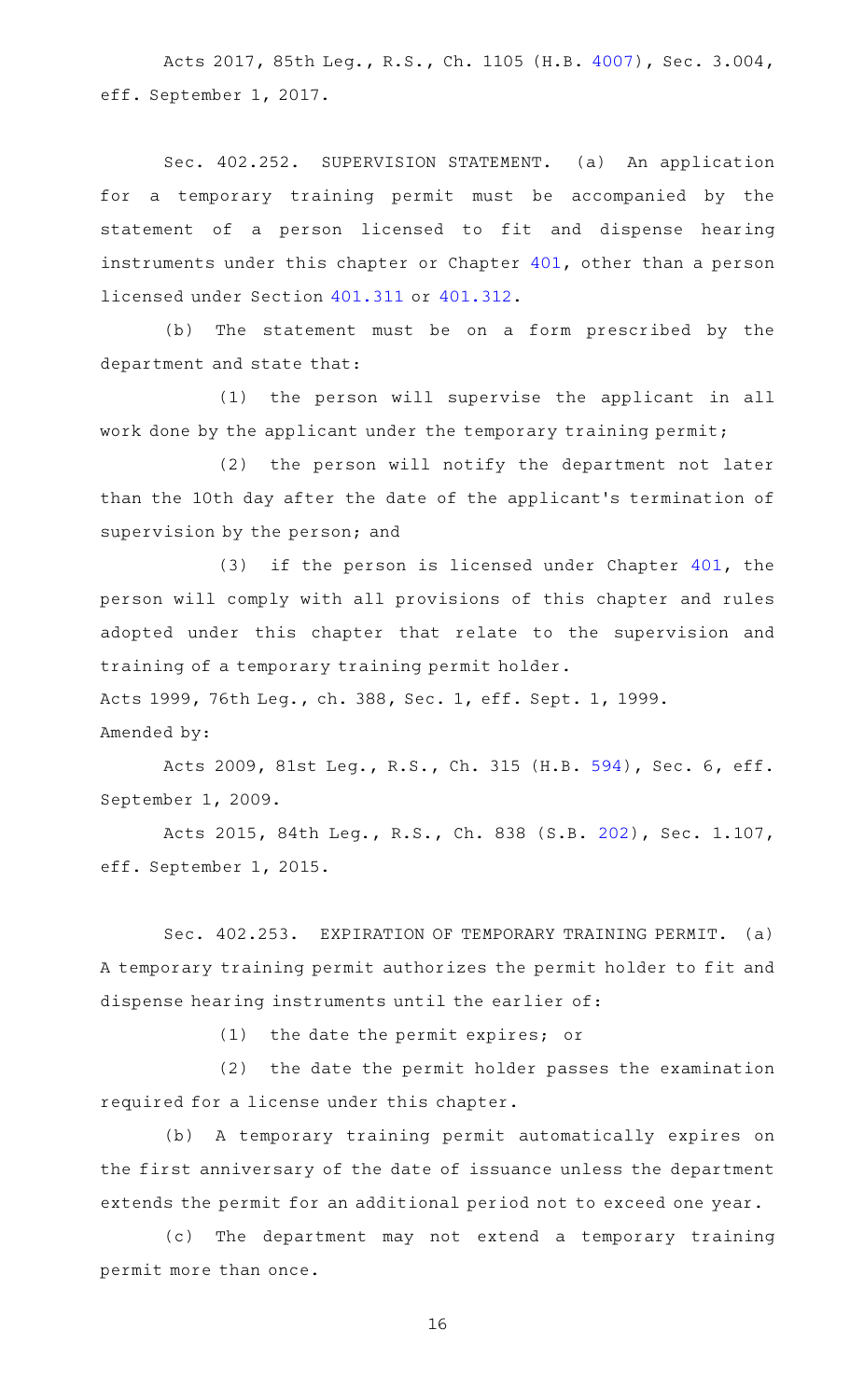Acts 2017, 85th Leg., R.S., Ch. 1105 (H.B. 4007), Sec. 3.004, eff. September 1, 2017.

Sec. 402.252. SUPERVISION STATEMENT. (a) An application for a temporary training permit must be accompanied by the statement of a person licensed to fit and dispense hearing instruments under this chapter or Chapter 401, other than a person licensed under Section 401.311 or 401.312.

(b) The statement must be on a form prescribed by the department and state that:

(1) the person will supervise the applicant in all work done by the applicant under the temporary training permit;

(2) the person will notify the department not later than the 10th day after the date of the applicant's termination of supervision by the person; and

(3) if the person is licensed under Chapter 401, the person will comply with all provisions of this chapter and rules adopted under this chapter that relate to the supervision and training of a temporary training permit holder.

Acts 1999, 76th Leg., ch. 388, Sec. 1, eff. Sept. 1, 1999.

Amended by:

Acts 2009, 81st Leg., R.S., Ch. 315 (H.B. 594), Sec. 6, eff. September 1, 2009.

Acts 2015, 84th Leg., R.S., Ch. 838 (S.B. 202), Sec. 1.107, eff. September 1, 2015.

Sec. 402.253. EXPIRATION OF TEMPORARY TRAINING PERMIT. (a) A temporary training permit authorizes the permit holder to fit and dispense hearing instruments until the earlier of:

(1) the date the permit expires; or

(2) the date the permit holder passes the examination required for a license under this chapter.

(b) A temporary training permit automatically expires on the first anniversary of the date of issuance unless the department extends the permit for an additional period not to exceed one year.

(c) The department may not extend a temporary training permit more than once.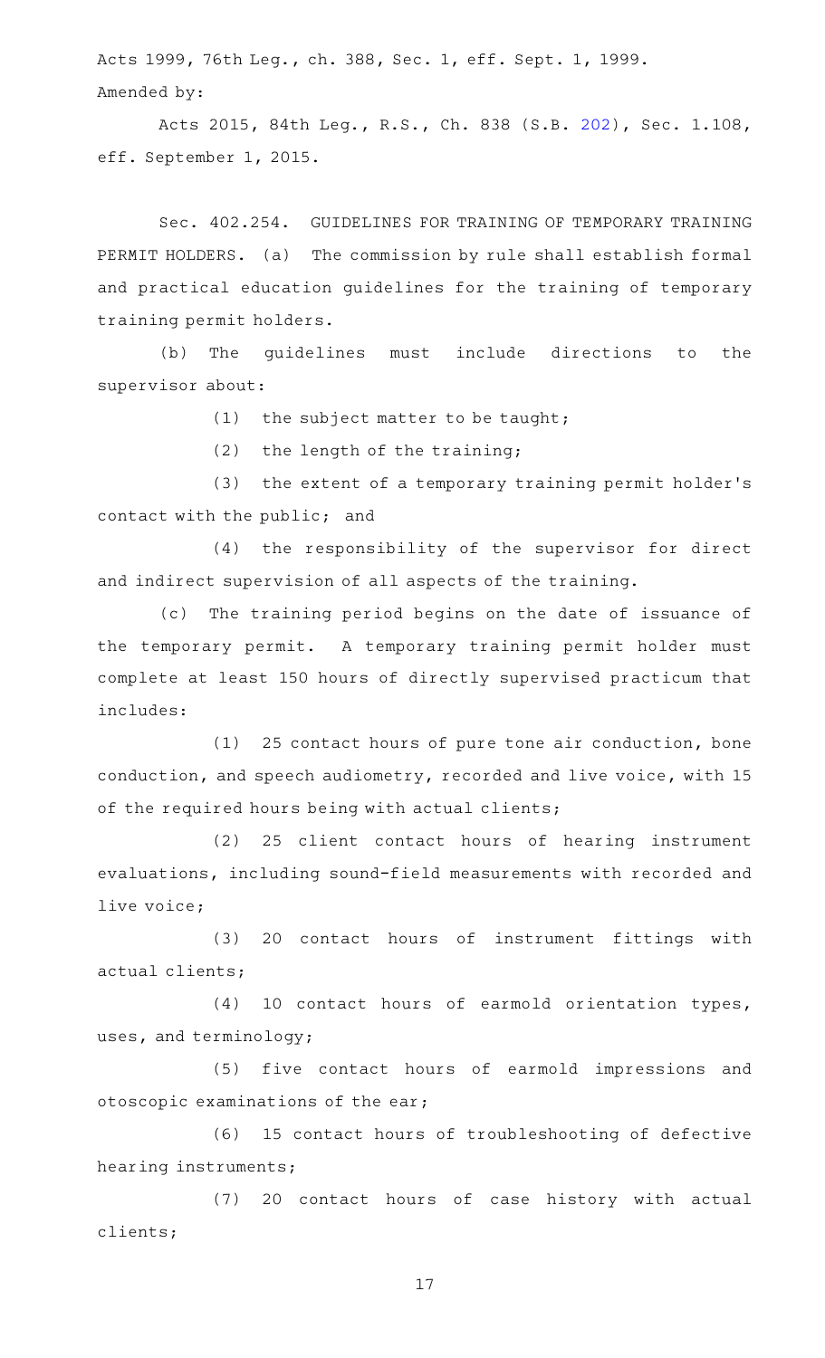Acts 1999, 76th Leg., ch. 388, Sec. 1, eff. Sept. 1, 1999.

Amended by:

Acts 2015, 84th Leg., R.S., Ch. 838 (S.B. 202), Sec. 1.108, eff. September 1, 2015.

Sec. 402.254. GUIDELINES FOR TRAINING OF TEMPORARY TRAINING PERMIT HOLDERS. (a) The commission by rule shall establish formal and practical education guidelines for the training of temporary training permit holders.

(b) The guidelines must include directions to the supervisor about:

(1) the subject matter to be taught;

(2) the length of the training;

(3) the extent of a temporary training permit holder's contact with the public; and

(4) the responsibility of the supervisor for direct and indirect supervision of all aspects of the training.

(c) The training period begins on the date of issuance of the temporary permit. A temporary training permit holder must complete at least 150 hours of directly supervised practicum that includes:

(1) 25 contact hours of pure tone air conduction, bone conduction, and speech audiometry, recorded and live voice, with 15 of the required hours being with actual clients;

(2) 25 client contact hours of hearing instrument evaluations, including sound-field measurements with recorded and live voice;

(3) 20 contact hours of instrument fittings with actual clients;

(4) 10 contact hours of earmold orientation types, uses, and terminology;

(5) five contact hours of earmold impressions and otoscopic examinations of the ear;

(6) 15 contact hours of troubleshooting of defective hearing instruments;

(7) 20 contact hours of case history with actual clients;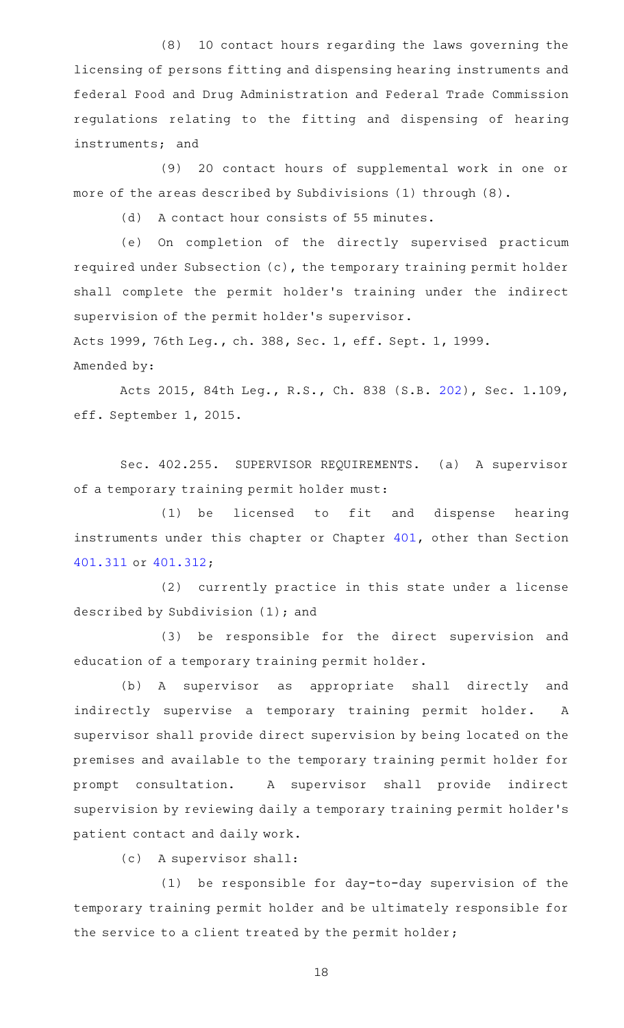(8) 10 contact hours regarding the laws governing the licensing of persons fitting and dispensing hearing instruments and federal Food and Drug Administration and Federal Trade Commission regulations relating to the fitting and dispensing of hearing instruments; and

(9) 20 contact hours of supplemental work in one or more of the areas described by Subdivisions (1) through (8).

(d) A contact hour consists of 55 minutes.

(e) On completion of the directly supervised practicum required under Subsection (c), the temporary training permit holder shall complete the permit holder's training under the indirect supervision of the permit holder's supervisor.

Acts 1999, 76th Leg., ch. 388, Sec. 1, eff. Sept. 1, 1999.

Amended by:

Acts 2015, 84th Leg., R.S., Ch. 838 (S.B. 202), Sec. 1.109, eff. September 1, 2015.

Sec. 402.255. SUPERVISOR REQUIREMENTS. (a) A supervisor of a temporary training permit holder must:

(1) be licensed to fit and dispense hearing instruments under this chapter or Chapter 401, other than Section 401.311 or 401.312;

(2) currently practice in this state under a license described by Subdivision (1); and

(3) be responsible for the direct supervision and education of a temporary training permit holder.

(b) A supervisor as appropriate shall directly and indirectly supervise a temporary training permit holder. A supervisor shall provide direct supervision by being located on the premises and available to the temporary training permit holder for prompt consultation. A supervisor shall provide indirect supervision by reviewing daily a temporary training permit holder's patient contact and daily work.

(c) A supervisor shall:

(1) be responsible for day-to-day supervision of the temporary training permit holder and be ultimately responsible for the service to a client treated by the permit holder;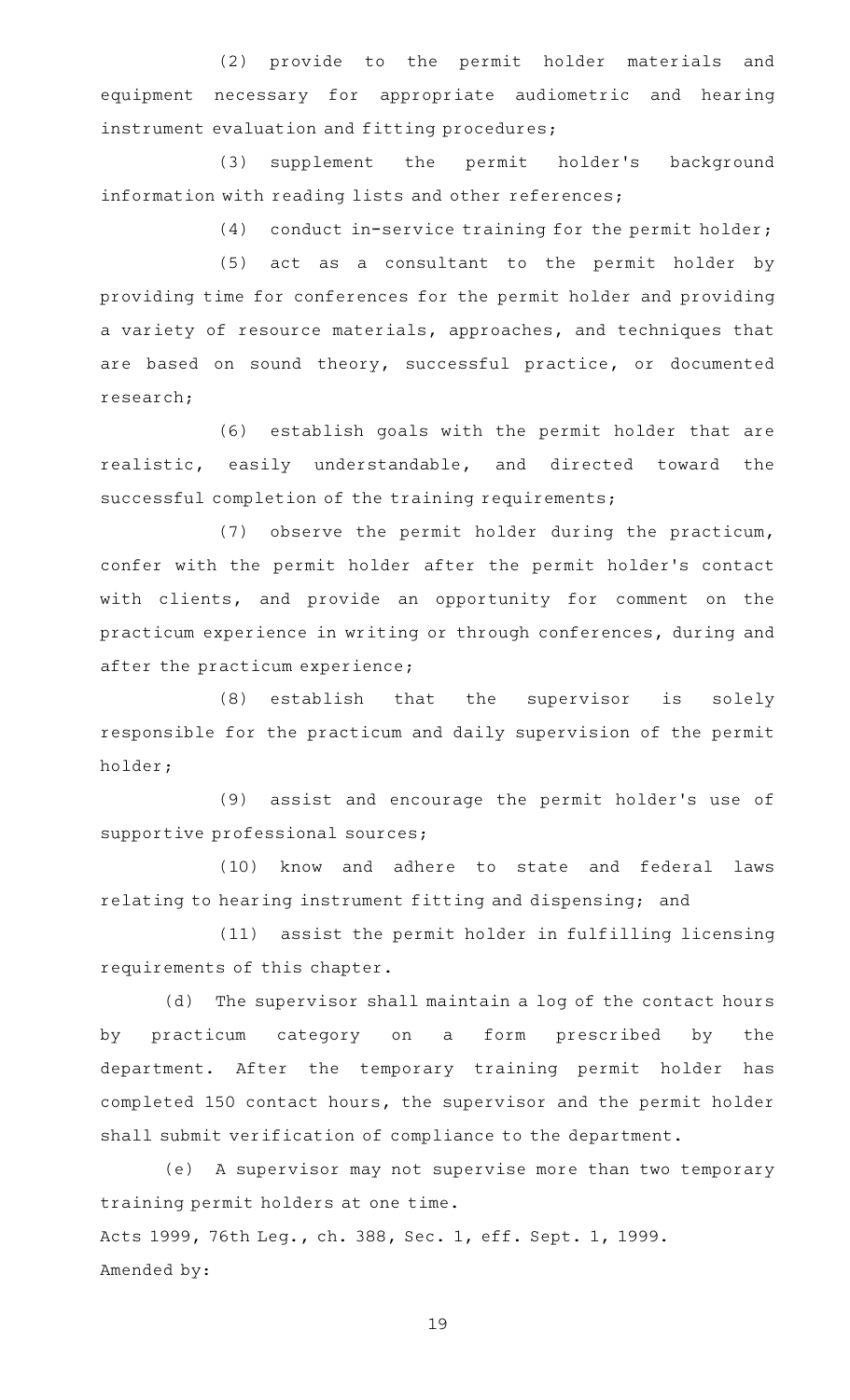(2) provide to the permit holder materials and equipment necessary for appropriate audiometric and hearing instrument evaluation and fitting procedures;

(3) supplement the permit holder's background information with reading lists and other references;

(4) conduct in-service training for the permit holder;

(5) act as a consultant to the permit holder by providing time for conferences for the permit holder and providing a variety of resource materials, approaches, and techniques that are based on sound theory, successful practice, or documented research;

(6) establish goals with the permit holder that are realistic, easily understandable, and directed toward the successful completion of the training requirements;

(7) observe the permit holder during the practicum, confer with the permit holder after the permit holder's contact with clients, and provide an opportunity for comment on the practicum experience in writing or through conferences, during and after the practicum experience;

(8) establish that the supervisor is solely responsible for the practicum and daily supervision of the permit holder;

(9) assist and encourage the permit holder's use of supportive professional sources;

(10) know and adhere to state and federal laws relating to hearing instrument fitting and dispensing; and

(11) assist the permit holder in fulfilling licensing requirements of this chapter.

(d) The supervisor shall maintain a log of the contact hours by practicum category on a form prescribed by the department. After the temporary training permit holder has completed 150 contact hours, the supervisor and the permit holder shall submit verification of compliance to the department.

(e) A supervisor may not supervise more than two temporary training permit holders at one time.

Acts 1999, 76th Leg., ch. 388, Sec. 1, eff. Sept. 1, 1999.

Amended by: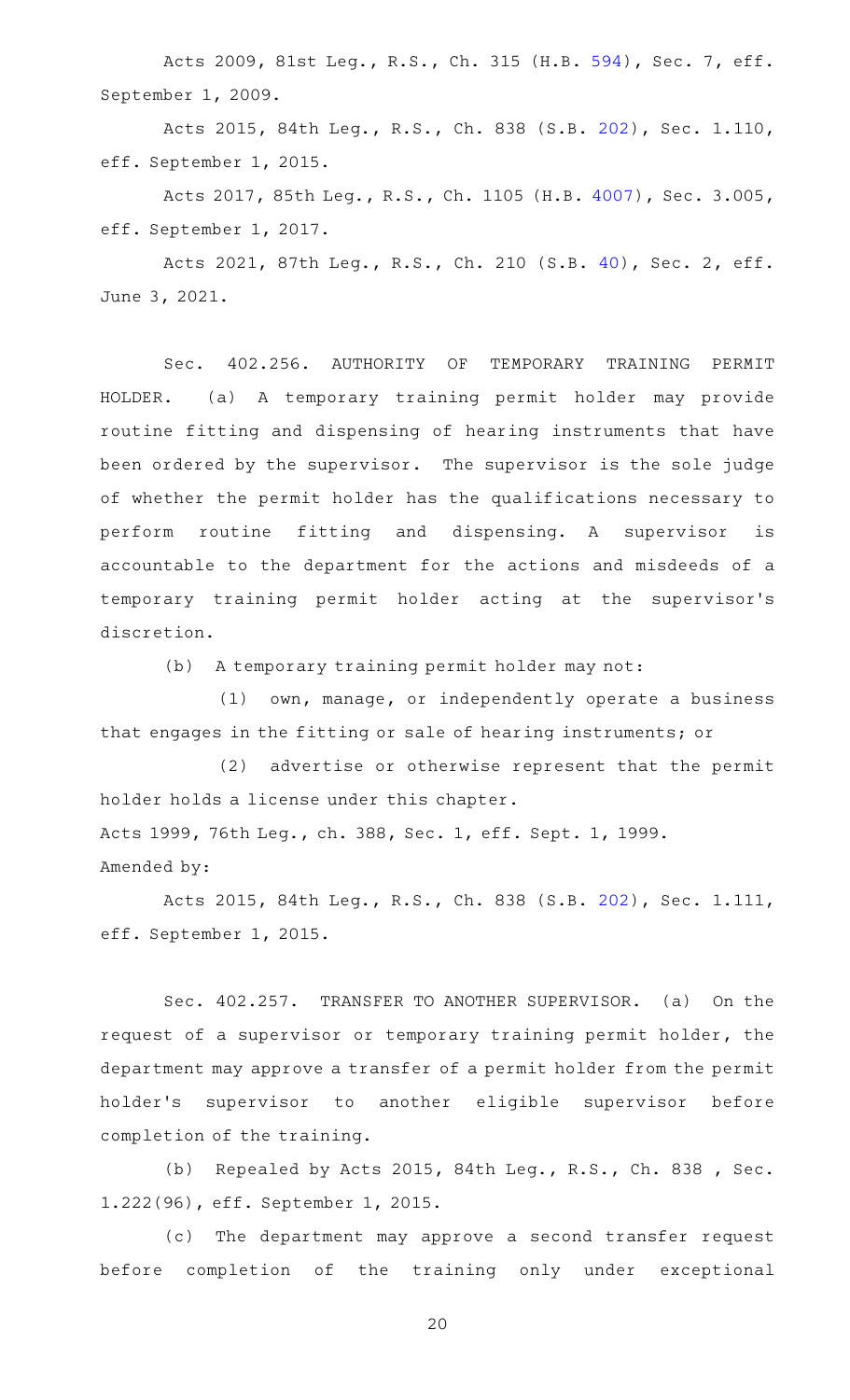Acts 2009, 81st Leg., R.S., Ch. 315 (H.B. 594), Sec. 7, eff. September 1, 2009.

Acts 2015, 84th Leg., R.S., Ch. 838 (S.B. 202), Sec. 1.110, eff. September 1, 2015.

Acts 2017, 85th Leg., R.S., Ch. 1105 (H.B. 4007), Sec. 3.005, eff. September 1, 2017.

Acts 2021, 87th Leg., R.S., Ch. 210 (S.B. 40), Sec. 2, eff. June 3, 2021.

Sec. 402.256. AUTHORITY OF TEMPORARY TRAINING PERMIT HOLDER. (a) A temporary training permit holder may provide routine fitting and dispensing of hearing instruments that have been ordered by the supervisor. The supervisor is the sole judge of whether the permit holder has the qualifications necessary to perform routine fitting and dispensing. A supervisor is accountable to the department for the actions and misdeeds of a temporary training permit holder acting at the supervisor's discretion.

(b) A temporary training permit holder may not:

(1) own, manage, or independently operate a business that engages in the fitting or sale of hearing instruments; or

(2) advertise or otherwise represent that the permit holder holds a license under this chapter.

Acts 1999, 76th Leg., ch. 388, Sec. 1, eff. Sept. 1, 1999.

Amended by:

Acts 2015, 84th Leg., R.S., Ch. 838 (S.B. 202), Sec. 1.111, eff. September 1, 2015.

Sec. 402.257. TRANSFER TO ANOTHER SUPERVISOR. (a) On the request of a supervisor or temporary training permit holder, the department may approve a transfer of a permit holder from the permit holder's supervisor to another eligible supervisor before completion of the training.

(b) Repealed by Acts 2015, 84th Leg., R.S., Ch. 838 , Sec. 1.222(96), eff. September 1, 2015.

(c) The department may approve a second transfer request before completion of the training only under exceptional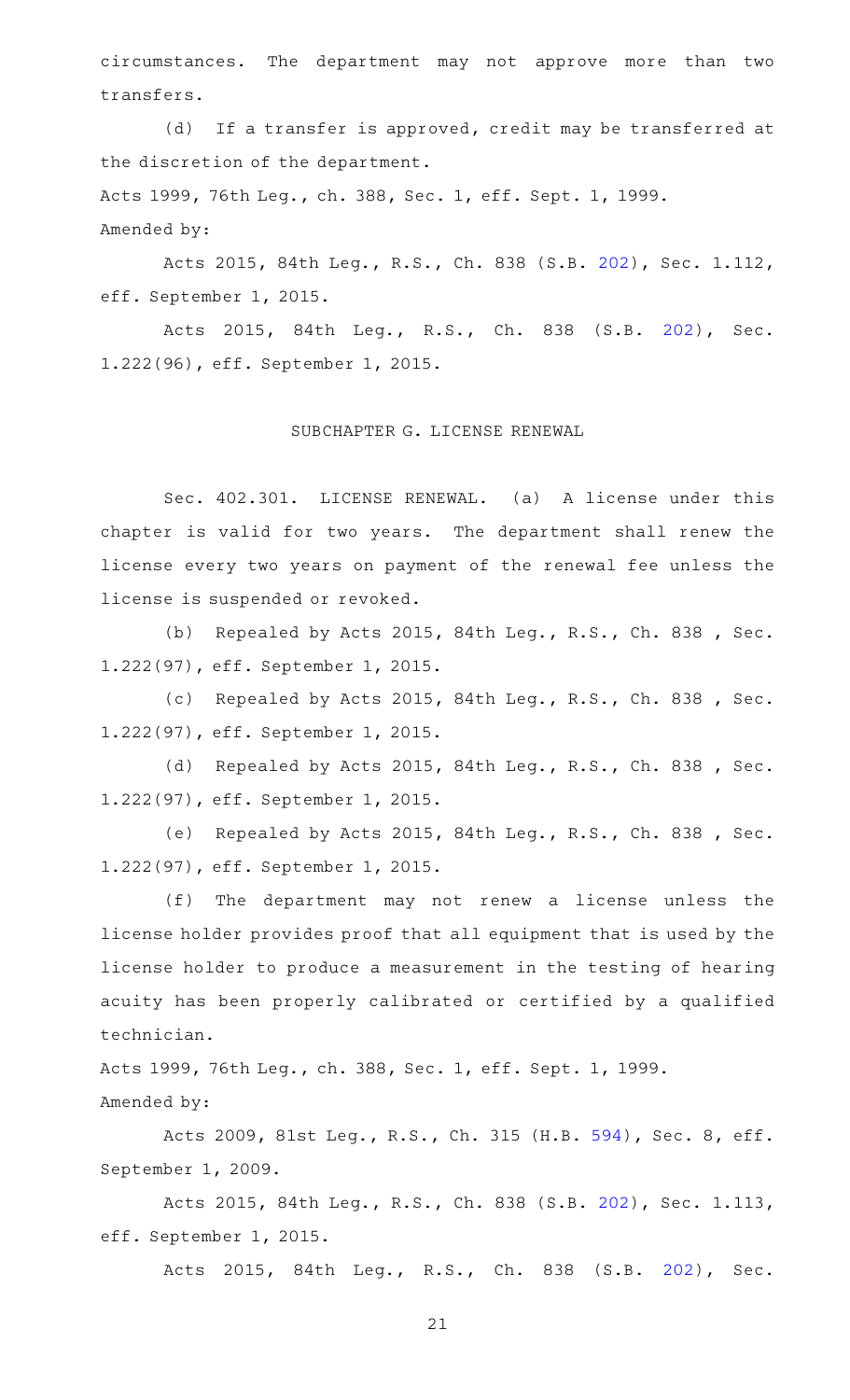circumstances. The department may not approve more than two transfers.

(d) If a transfer is approved, credit may be transferred at the discretion of the department.

Acts 1999, 76th Leg., ch. 388, Sec. 1, eff. Sept. 1, 1999.

Amended by:

Acts 2015, 84th Leg., R.S., Ch. 838 (S.B. 202), Sec. 1.112, eff. September 1, 2015.

Acts 2015, 84th Leg., R.S., Ch. 838 (S.B. 202), Sec. 1.222(96), eff. September 1, 2015.

## SUBCHAPTER G. LICENSE RENEWAL

Sec. 402.301. LICENSE RENEWAL. (a) A license under this chapter is valid for two years. The department shall renew the license every two years on payment of the renewal fee unless the license is suspended or revoked.

(b) Repealed by Acts 2015, 84th Leg., R.S., Ch. 838 , Sec. 1.222(97), eff. September 1, 2015.

(c) Repealed by Acts 2015, 84th Leg., R.S., Ch. 838 , Sec. 1.222(97), eff. September 1, 2015.

(d) Repealed by Acts 2015, 84th Leg., R.S., Ch. 838 , Sec. 1.222(97), eff. September 1, 2015.

(e) Repealed by Acts 2015, 84th Leg., R.S., Ch. 838 , Sec. 1.222(97), eff. September 1, 2015.

(f) The department may not renew a license unless the license holder provides proof that all equipment that is used by the license holder to produce a measurement in the testing of hearing acuity has been properly calibrated or certified by a qualified technician.

Acts 1999, 76th Leg., ch. 388, Sec. 1, eff. Sept. 1, 1999.

Amended by:

Acts 2009, 81st Leg., R.S., Ch. 315 (H.B. 594), Sec. 8, eff. September 1, 2009.

Acts 2015, 84th Leg., R.S., Ch. 838 (S.B. 202), Sec. 1.113, eff. September 1, 2015.

Acts 2015, 84th Leg., R.S., Ch. 838 (S.B. 202), Sec.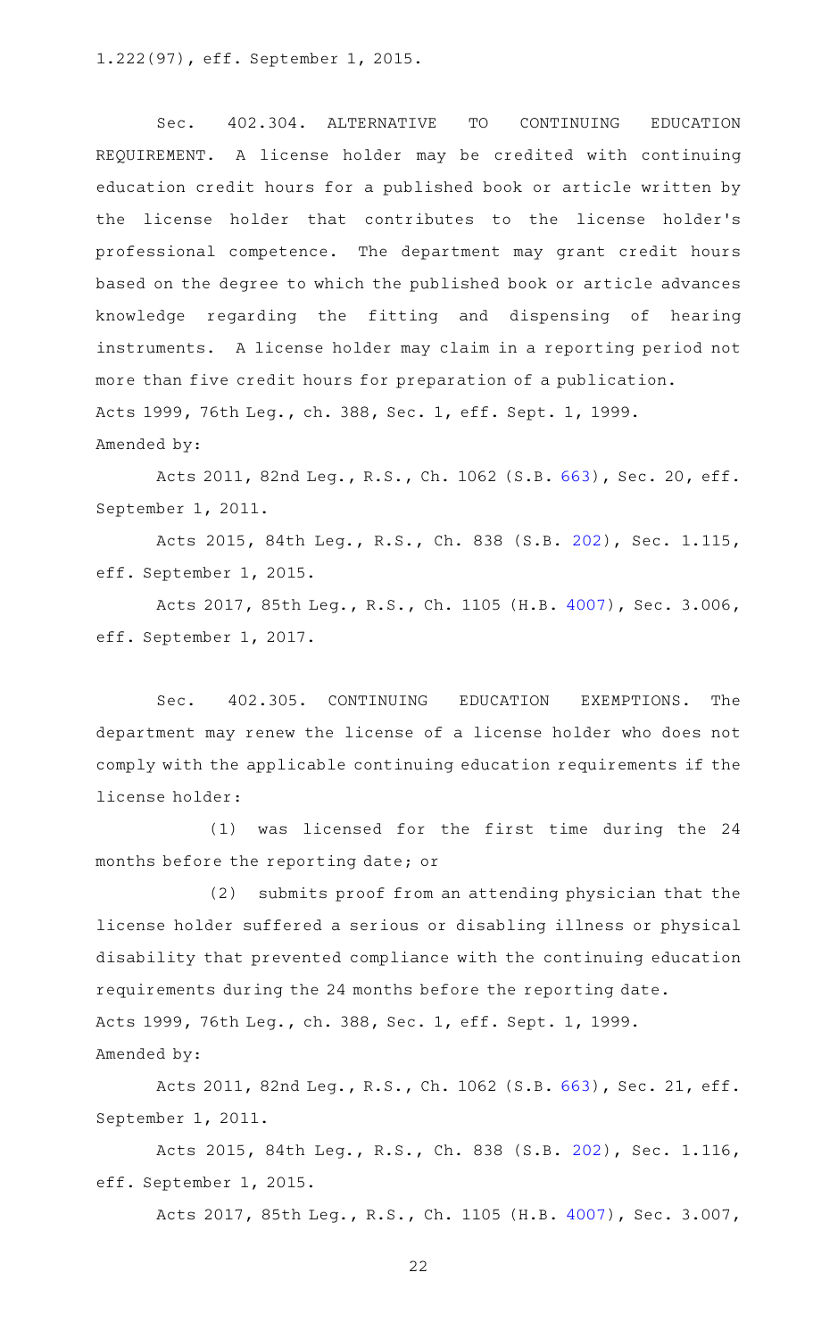1.222(97), eff. September 1, 2015.

Sec. 402.304. ALTERNATIVE TO CONTINUING EDUCATION REQUIREMENT. A license holder may be credited with continuing education credit hours for a published book or article written by the license holder that contributes to the license holder's professional competence. The department may grant credit hours based on the degree to which the published book or article advances knowledge regarding the fitting and dispensing of hearing instruments. A license holder may claim in a reporting period not more than five credit hours for preparation of a publication.

Acts 1999, 76th Leg., ch. 388, Sec. 1, eff. Sept. 1, 1999.

Amended by:

Acts 2011, 82nd Leg., R.S., Ch. 1062 (S.B. 663), Sec. 20, eff. September 1, 2011.

Acts 2015, 84th Leg., R.S., Ch. 838 (S.B. 202), Sec. 1.115, eff. September 1, 2015.

Acts 2017, 85th Leg., R.S., Ch. 1105 (H.B. 4007), Sec. 3.006, eff. September 1, 2017.

Sec. 402.305. CONTINUING EDUCATION EXEMPTIONS. The department may renew the license of a license holder who does not comply with the applicable continuing education requirements if the license holder:

(1) was licensed for the first time during the 24 months before the reporting date; or

(2) submits proof from an attending physician that the license holder suffered a serious or disabling illness or physical disability that prevented compliance with the continuing education requirements during the 24 months before the reporting date.

Acts 1999, 76th Leg., ch. 388, Sec. 1, eff. Sept. 1, 1999.

Amended by:

Acts 2011, 82nd Leg., R.S., Ch. 1062 (S.B. 663), Sec. 21, eff. September 1, 2011.

Acts 2015, 84th Leg., R.S., Ch. 838 (S.B. 202), Sec. 1.116, eff. September 1, 2015.

Acts 2017, 85th Leg., R.S., Ch. 1105 (H.B. 4007), Sec. 3.007,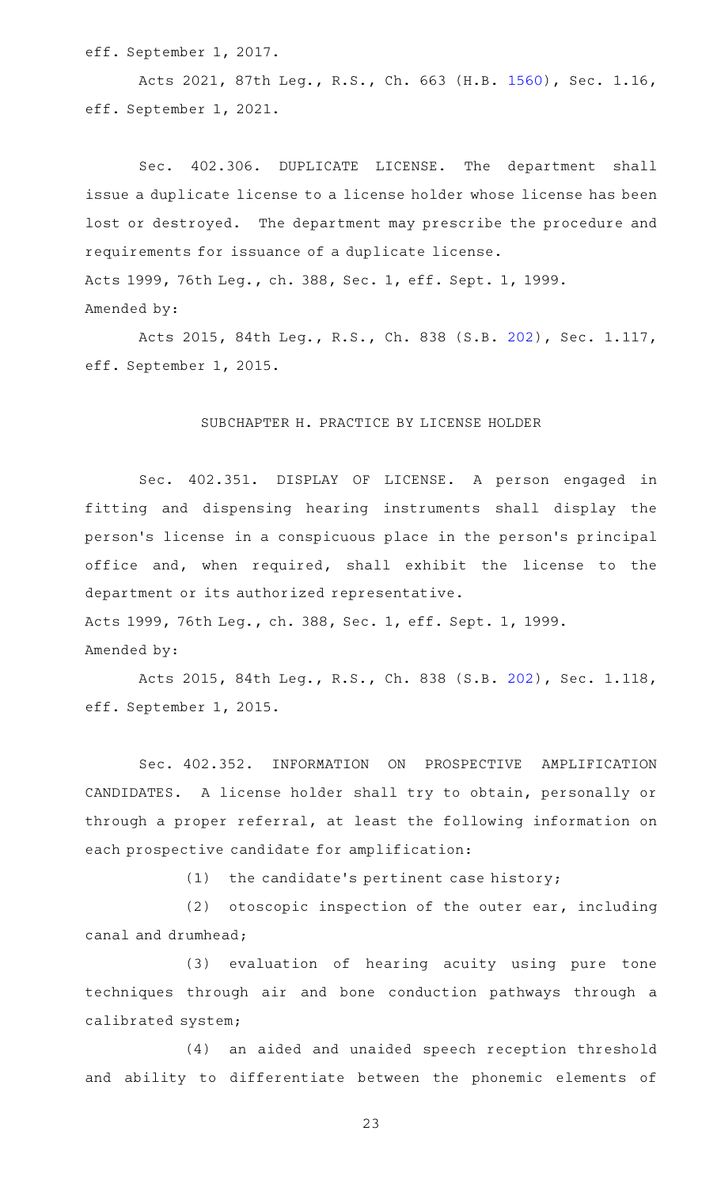eff. September 1, 2017.

Acts 2021, 87th Leg., R.S., Ch. 663 (H.B. 1560), Sec. 1.16, eff. September 1, 2021.

Sec. 402.306. DUPLICATE LICENSE. The department shall issue a duplicate license to a license holder whose license has been lost or destroyed. The department may prescribe the procedure and requirements for issuance of a duplicate license.

Acts 1999, 76th Leg., ch. 388, Sec. 1, eff. Sept. 1, 1999.
Amended by:

Acts 2015, 84th Leg., R.S., Ch. 838 (S.B. 202), Sec. 1.117, eff. September 1, 2015.

SUBCHAPTER H. PRACTICE BY LICENSE HOLDER

Sec. 402.351. DISPLAY OF LICENSE. A person engaged in fitting and dispensing hearing instruments shall display the person's license in a conspicuous place in the person's principal office and, when required, shall exhibit the license to the department or its authorized representative.

Acts 1999, 76th Leg., ch. 388, Sec. 1, eff. Sept. 1, 1999.
Amended by:

Acts 2015, 84th Leg., R.S., Ch. 838 (S.B. 202), Sec. 1.118, eff. September 1, 2015.

Sec. 402.352. INFORMATION ON PROSPECTIVE AMPLIFICATION CANDIDATES. A license holder shall try to obtain, personally or through a proper referral, at least the following information on each prospective candidate for amplification:

(1) the candidate's pertinent case history;

(2) otoscopic inspection of the outer ear, including canal and drumhead;

(3) evaluation of hearing acuity using pure tone techniques through air and bone conduction pathways through a calibrated system;

(4) an aided and unaided speech reception threshold and ability to differentiate between the phonemic elements of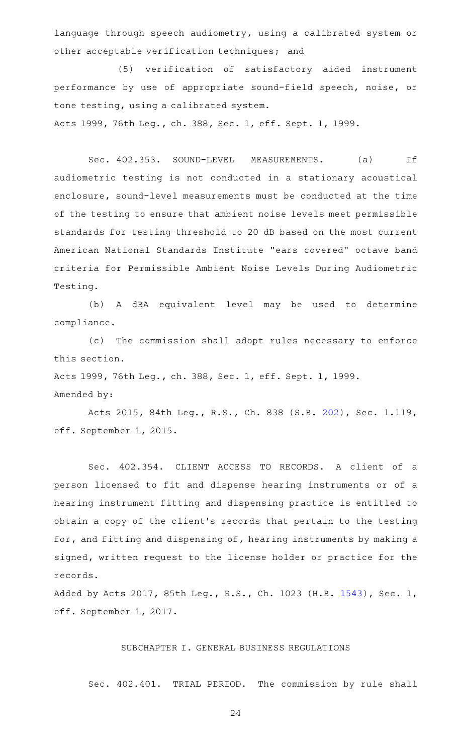language through speech audiometry, using a calibrated system or other acceptable verification techniques; and

(5) verification of satisfactory aided instrument performance by use of appropriate sound-field speech, noise, or tone testing, using a calibrated system.

Acts 1999, 76th Leg., ch. 388, Sec. 1, eff. Sept. 1, 1999.

Sec. 402.353. SOUND-LEVEL MEASUREMENTS. (a) If audiometric testing is not conducted in a stationary acoustical enclosure, sound-level measurements must be conducted at the time of the testing to ensure that ambient noise levels meet permissible standards for testing threshold to 20 dB based on the most current American National Standards Institute "ears covered" octave band criteria for Permissible Ambient Noise Levels During Audiometric Testing.

(b) A dBA equivalent level may be used to determine compliance.

(c) The commission shall adopt rules necessary to enforce this section.

Acts 1999, 76th Leg., ch. 388, Sec. 1, eff. Sept. 1, 1999.
Amended by:

Acts 2015, 84th Leg., R.S., Ch. 838 (S.B. 202), Sec. 1.119, eff. September 1, 2015.

Sec. 402.354. CLIENT ACCESS TO RECORDS. A client of a person licensed to fit and dispense hearing instruments or of a hearing instrument fitting and dispensing practice is entitled to obtain a copy of the client's records that pertain to the testing for, and fitting and dispensing of, hearing instruments by making a signed, written request to the license holder or practice for the records.

Added by Acts 2017, 85th Leg., R.S., Ch. 1023 (H.B. 1543), Sec. 1, eff. September 1, 2017.

SUBCHAPTER I. GENERAL BUSINESS REGULATIONS

Sec. 402.401. TRIAL PERIOD. The commission by rule shall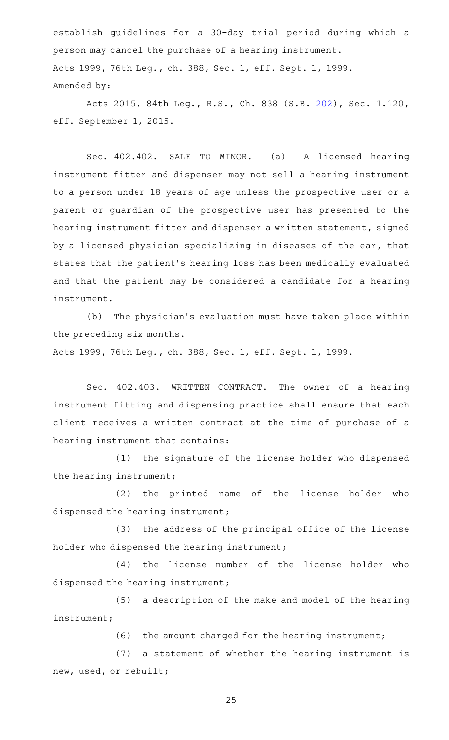establish guidelines for a 30-day trial period during which a person may cancel the purchase of a hearing instrument.

Acts 1999, 76th Leg., ch. 388, Sec. 1, eff. Sept. 1, 1999.

Amended by:

Acts 2015, 84th Leg., R.S., Ch. 838 (S.B. 202), Sec. 1.120, eff. September 1, 2015.

Sec. 402.402. SALE TO MINOR. (a) A licensed hearing instrument fitter and dispenser may not sell a hearing instrument to a person under 18 years of age unless the prospective user or a parent or guardian of the prospective user has presented to the hearing instrument fitter and dispenser a written statement, signed by a licensed physician specializing in diseases of the ear, that states that the patient's hearing loss has been medically evaluated and that the patient may be considered a candidate for a hearing instrument.

(b) The physician's evaluation must have taken place within the preceding six months.

Acts 1999, 76th Leg., ch. 388, Sec. 1, eff. Sept. 1, 1999.

Sec. 402.403. WRITTEN CONTRACT. The owner of a hearing instrument fitting and dispensing practice shall ensure that each client receives a written contract at the time of purchase of a hearing instrument that contains:

(1) the signature of the license holder who dispensed the hearing instrument;

(2) the printed name of the license holder who dispensed the hearing instrument;

(3) the address of the principal office of the license holder who dispensed the hearing instrument;

(4) the license number of the license holder who dispensed the hearing instrument;

(5) a description of the make and model of the hearing instrument;

(6) the amount charged for the hearing instrument;

(7) a statement of whether the hearing instrument is new, used, or rebuilt;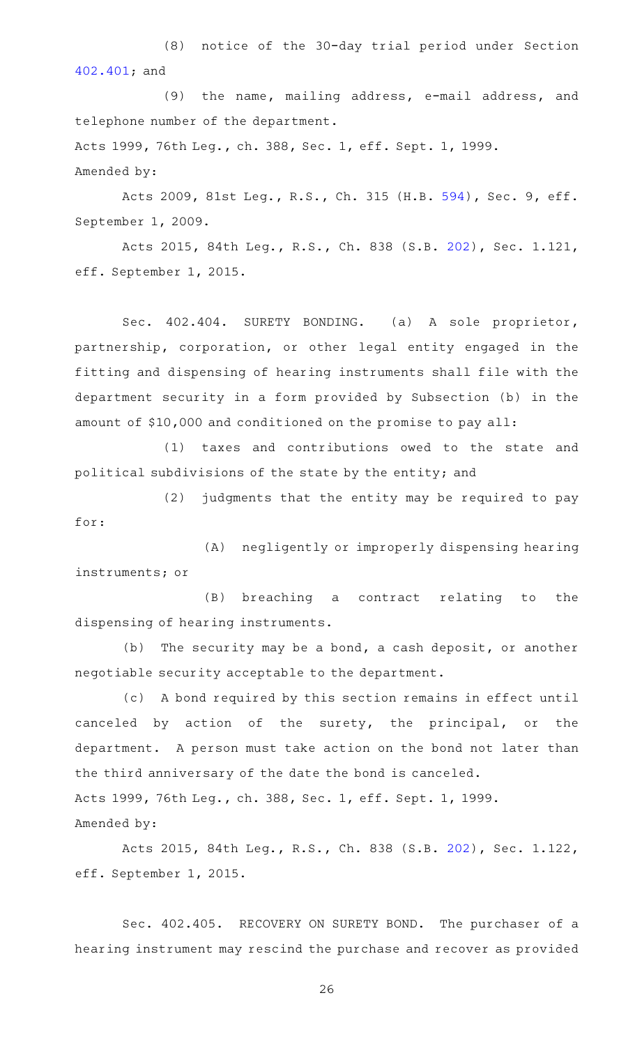(8) notice of the 30-day trial period under Section 402.401; and

(9) the name, mailing address, e-mail address, and telephone number of the department.

Acts 1999, 76th Leg., ch. 388, Sec. 1, eff. Sept. 1, 1999.

Amended by:

Acts 2009, 81st Leg., R.S., Ch. 315 (H.B. 594), Sec. 9, eff. September 1, 2009.

Acts 2015, 84th Leg., R.S., Ch. 838 (S.B. 202), Sec. 1.121, eff. September 1, 2015.

Sec. 402.404. SURETY BONDING. (a) A sole proprietor, partnership, corporation, or other legal entity engaged in the fitting and dispensing of hearing instruments shall file with the department security in a form provided by Subsection (b) in the amount of $10,000 and conditioned on the promise to pay all:

(1) taxes and contributions owed to the state and political subdivisions of the state by the entity; and

(2) judgments that the entity may be required to pay for:

(A) negligently or improperly dispensing hearing instruments; or

(B) breaching a contract relating to the dispensing of hearing instruments.

(b) The security may be a bond, a cash deposit, or another negotiable security acceptable to the department.

(c) A bond required by this section remains in effect until canceled by action of the surety, the principal, or the department. A person must take action on the bond not later than the third anniversary of the date the bond is canceled.

Acts 1999, 76th Leg., ch. 388, Sec. 1, eff. Sept. 1, 1999.

Amended by:

Acts 2015, 84th Leg., R.S., Ch. 838 (S.B. 202), Sec. 1.122, eff. September 1, 2015.

Sec. 402.405. RECOVERY ON SURETY BOND. The purchaser of a hearing instrument may rescind the purchase and recover as provided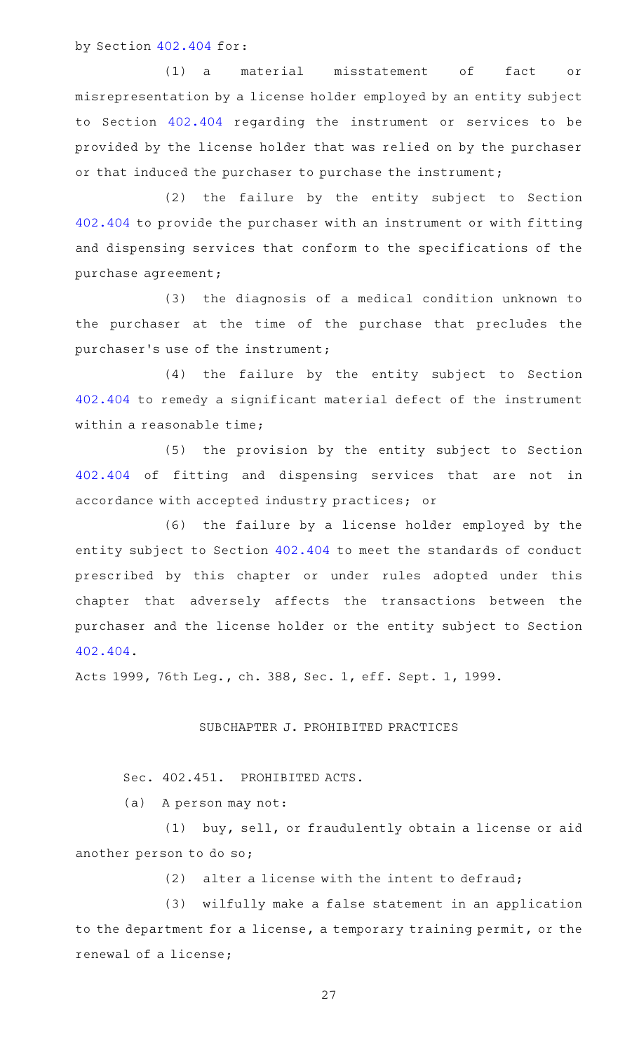by Section 402.404 for:

(1) a material misstatement of fact or misrepresentation by a license holder employed by an entity subject to Section 402.404 regarding the instrument or services to be provided by the license holder that was relied on by the purchaser or that induced the purchaser to purchase the instrument;

(2) the failure by the entity subject to Section 402.404 to provide the purchaser with an instrument or with fitting and dispensing services that conform to the specifications of the purchase agreement;

(3) the diagnosis of a medical condition unknown to the purchaser at the time of the purchase that precludes the purchaser's use of the instrument;

(4) the failure by the entity subject to Section 402.404 to remedy a significant material defect of the instrument within a reasonable time;

(5) the provision by the entity subject to Section 402.404 of fitting and dispensing services that are not in accordance with accepted industry practices; or

(6) the failure by a license holder employed by the entity subject to Section 402.404 to meet the standards of conduct prescribed by this chapter or under rules adopted under this chapter that adversely affects the transactions between the purchaser and the license holder or the entity subject to Section 402.404.

Acts 1999, 76th Leg., ch. 388, Sec. 1, eff. Sept. 1, 1999.

## SUBCHAPTER J. PROHIBITED PRACTICES

Sec. 402.451. PROHIBITED ACTS.

(a) A person may not:

(1) buy, sell, or fraudulently obtain a license or aid another person to do so;

(2) alter a license with the intent to defraud;

(3) wilfully make a false statement in an application to the department for a license, a temporary training permit, or the renewal of a license;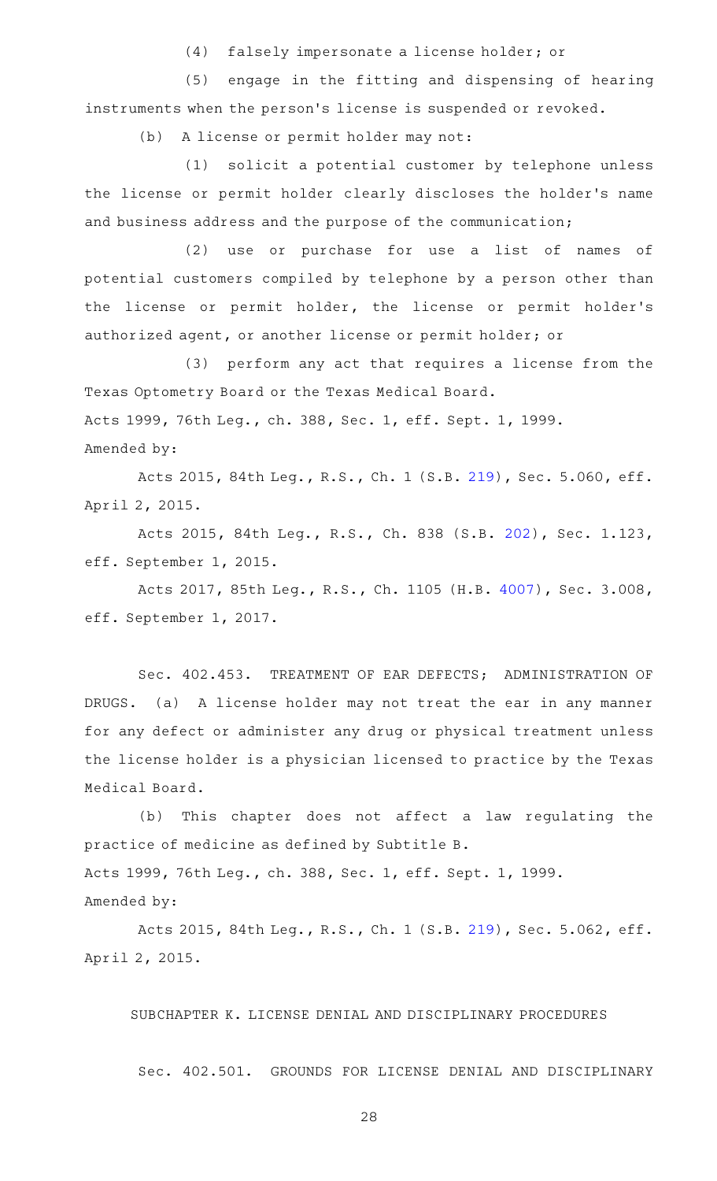(4) falsely impersonate a license holder; or

(5) engage in the fitting and dispensing of hearing instruments when the person's license is suspended or revoked.

(b) A license or permit holder may not:

(1) solicit a potential customer by telephone unless the license or permit holder clearly discloses the holder's name and business address and the purpose of the communication;

(2) use or purchase for use a list of names of potential customers compiled by telephone by a person other than the license or permit holder, the license or permit holder's authorized agent, or another license or permit holder; or

(3) perform any act that requires a license from the Texas Optometry Board or the Texas Medical Board.

Acts 1999, 76th Leg., ch. 388, Sec. 1, eff. Sept. 1, 1999.

Amended by:

Acts 2015, 84th Leg., R.S., Ch. 1 (S.B. 219), Sec. 5.060, eff. April 2, 2015.

Acts 2015, 84th Leg., R.S., Ch. 838 (S.B. 202), Sec. 1.123, eff. September 1, 2015.

Acts 2017, 85th Leg., R.S., Ch. 1105 (H.B. 4007), Sec. 3.008, eff. September 1, 2017.

Sec. 402.453. TREATMENT OF EAR DEFECTS; ADMINISTRATION OF DRUGS. (a) A license holder may not treat the ear in any manner for any defect or administer any drug or physical treatment unless the license holder is a physician licensed to practice by the Texas Medical Board.

(b) This chapter does not affect a law regulating the practice of medicine as defined by Subtitle B.

Acts 1999, 76th Leg., ch. 388, Sec. 1, eff. Sept. 1, 1999.

Amended by:

Acts 2015, 84th Leg., R.S., Ch. 1 (S.B. 219), Sec. 5.062, eff. April 2, 2015.

SUBCHAPTER K. LICENSE DENIAL AND DISCIPLINARY PROCEDURES

Sec. 402.501. GROUNDS FOR LICENSE DENIAL AND DISCIPLINARY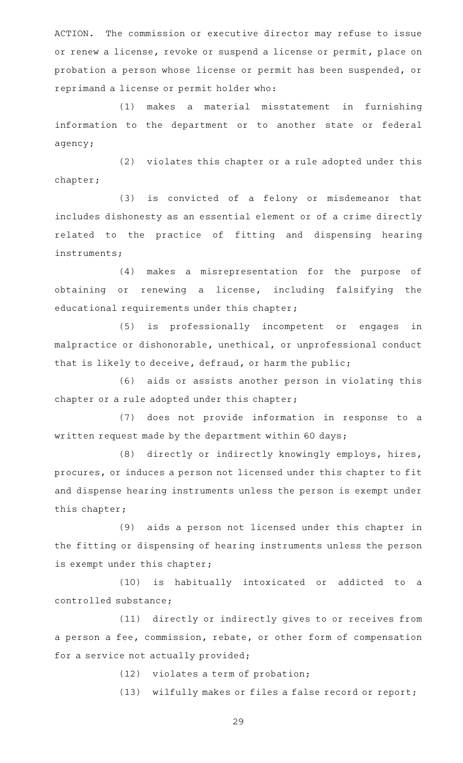ACTION. The commission or executive director may refuse to issue or renew a license, revoke or suspend a license or permit, place on probation a person whose license or permit has been suspended, or reprimand a license or permit holder who:

(1) makes a material misstatement in furnishing information to the department or to another state or federal agency;

(2) violates this chapter or a rule adopted under this chapter;

(3) is convicted of a felony or misdemeanor that includes dishonesty as an essential element or of a crime directly related to the practice of fitting and dispensing hearing instruments;

(4) makes a misrepresentation for the purpose of obtaining or renewing a license, including falsifying the educational requirements under this chapter;

(5) is professionally incompetent or engages in malpractice or dishonorable, unethical, or unprofessional conduct that is likely to deceive, defraud, or harm the public;

(6) aids or assists another person in violating this chapter or a rule adopted under this chapter;

(7) does not provide information in response to a written request made by the department within 60 days;

(8) directly or indirectly knowingly employs, hires, procures, or induces a person not licensed under this chapter to fit and dispense hearing instruments unless the person is exempt under this chapter;

(9) aids a person not licensed under this chapter in the fitting or dispensing of hearing instruments unless the person is exempt under this chapter;

(10) is habitually intoxicated or addicted to a controlled substance;

(11) directly or indirectly gives to or receives from a person a fee, commission, rebate, or other form of compensation for a service not actually provided;

(12) violates a term of probation;

(13) wilfully makes or files a false record or report;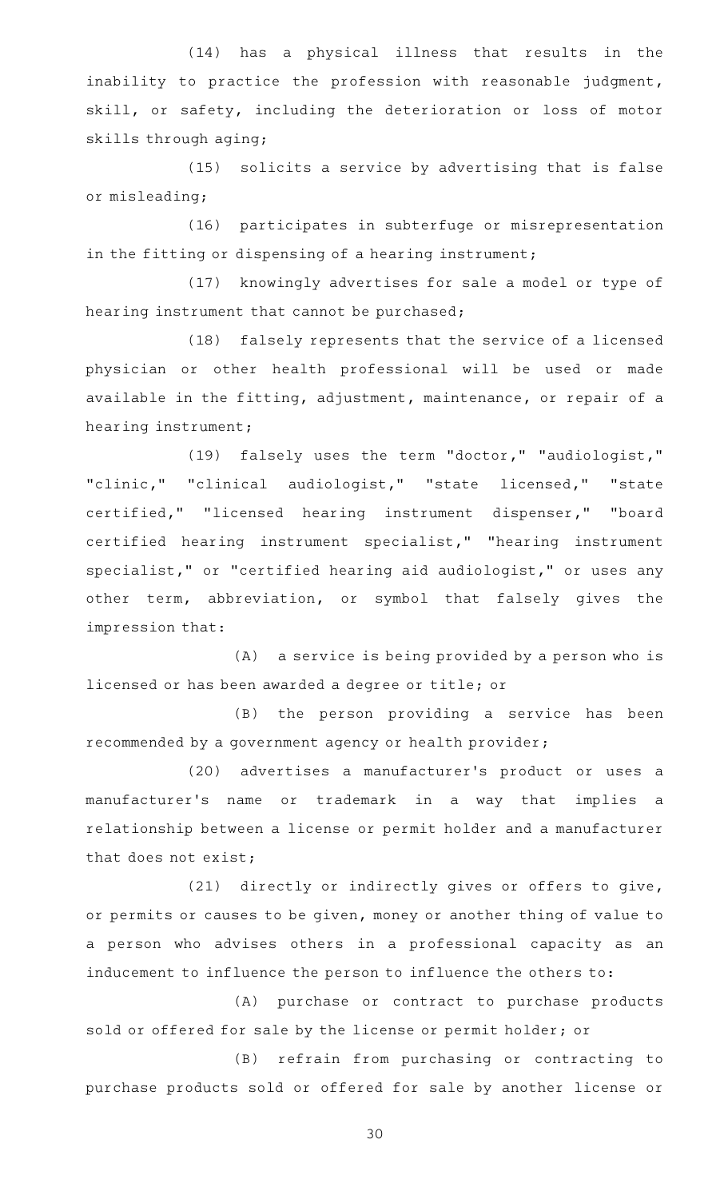(14) has a physical illness that results in the inability to practice the profession with reasonable judgment, skill, or safety, including the deterioration or loss of motor skills through aging;

(15) solicits a service by advertising that is false or misleading;

(16) participates in subterfuge or misrepresentation in the fitting or dispensing of a hearing instrument;

(17) knowingly advertises for sale a model or type of hearing instrument that cannot be purchased;

(18) falsely represents that the service of a licensed physician or other health professional will be used or made available in the fitting, adjustment, maintenance, or repair of a hearing instrument;

(19) falsely uses the term "doctor," "audiologist," "clinic," "clinical audiologist," "state licensed," "state certified," "licensed hearing instrument dispenser," "board certified hearing instrument specialist," "hearing instrument specialist," or "certified hearing aid audiologist," or uses any other term, abbreviation, or symbol that falsely gives the impression that:

(A) a service is being provided by a person who is licensed or has been awarded a degree or title; or

(B) the person providing a service has been recommended by a government agency or health provider;

(20) advertises a manufacturer's product or uses a manufacturer's name or trademark in a way that implies a relationship between a license or permit holder and a manufacturer that does not exist;

(21) directly or indirectly gives or offers to give, or permits or causes to be given, money or another thing of value to a person who advises others in a professional capacity as an inducement to influence the person to influence the others to:

(A) purchase or contract to purchase products sold or offered for sale by the license or permit holder; or

(B) refrain from purchasing or contracting to purchase products sold or offered for sale by another license or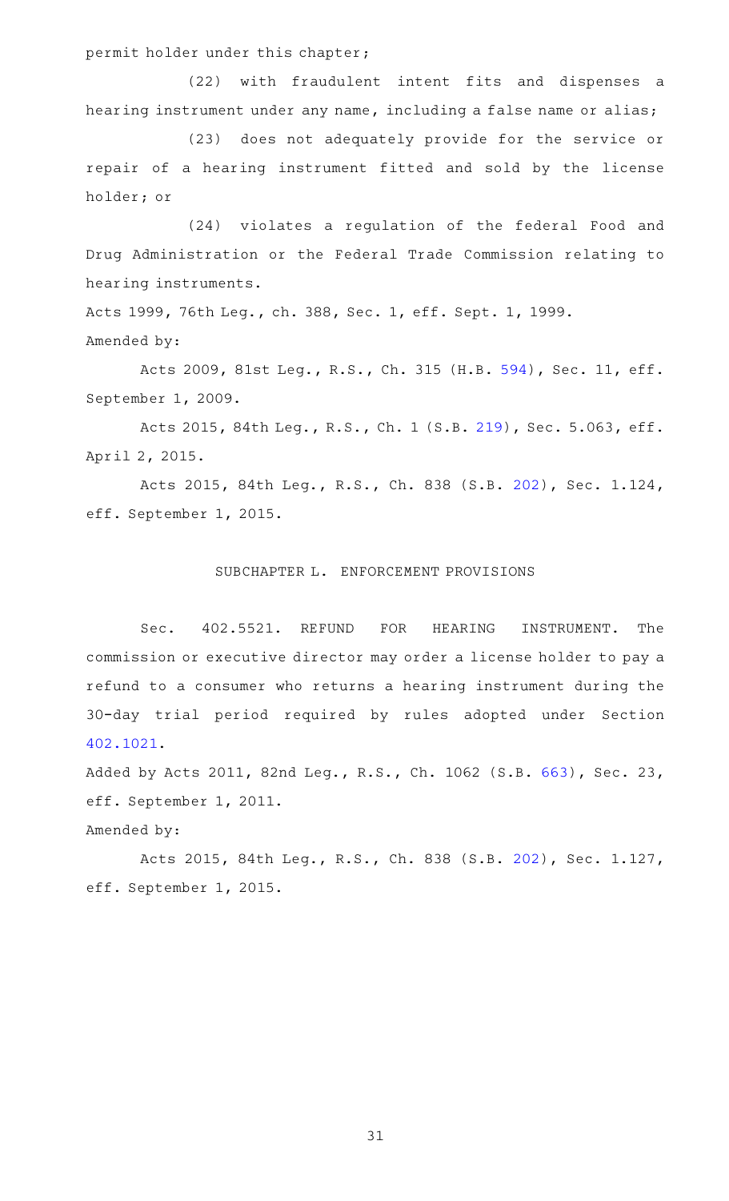permit holder under this chapter;

(22) with fraudulent intent fits and dispenses a hearing instrument under any name, including a false name or alias;

(23) does not adequately provide for the service or repair of a hearing instrument fitted and sold by the license holder; or

(24) violates a regulation of the federal Food and Drug Administration or the Federal Trade Commission relating to hearing instruments.

Acts 1999, 76th Leg., ch. 388, Sec. 1, eff. Sept. 1, 1999.

Amended by:

Acts 2009, 81st Leg., R.S., Ch. 315 (H.B. 594), Sec. 11, eff. September 1, 2009.

Acts 2015, 84th Leg., R.S., Ch. 1 (S.B. 219), Sec. 5.063, eff. April 2, 2015.

Acts 2015, 84th Leg., R.S., Ch. 838 (S.B. 202), Sec. 1.124, eff. September 1, 2015.

## SUBCHAPTER L. ENFORCEMENT PROVISIONS

Sec. 402.5521. REFUND FOR HEARING INSTRUMENT. The commission or executive director may order a license holder to pay a refund to a consumer who returns a hearing instrument during the 30-day trial period required by rules adopted under Section 402.1021.

Added by Acts 2011, 82nd Leg., R.S., Ch. 1062 (S.B. 663), Sec. 23, eff. September 1, 2011.

Amended by:

Acts 2015, 84th Leg., R.S., Ch. 838 (S.B. 202), Sec. 1.127, eff. September 1, 2015.